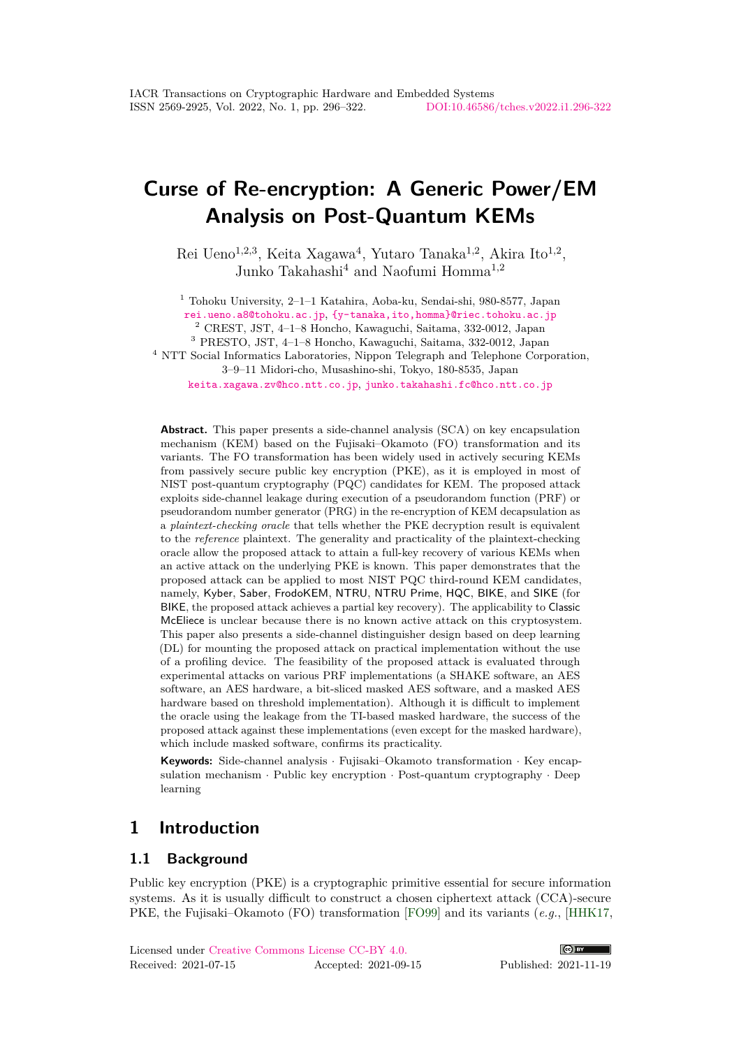# Curse of Re-encryption: A Generic Power/EM Analysis on Post-Quantum KEMs

Rei Ueno[1,2,3], Keita Xagawa[4], Yutaro Tanaka[1,2], Akira Ito[1,2], Junko Takahashi[4] and Naofumi Homma[1,2]

[1] Tohoku University, 2–1–1 Katahira, Aoba-ku, Sendai-shi, 980-8577, Japan
rei.ueno.a8@tohoku.ac.jp, {y-tanaka,ito,homma}@riec.tohoku.ac.jp
[2] CREST, JST, 4–1–8 Honcho, Kawaguchi, Saitama, 332-0012, Japan
[3] PRESTO, JST, 4–1–8 Honcho, Kawaguchi, Saitama, 332-0012, Japan
[4] NTT Social Informatics Laboratories, Nippon Telegraph and Telephone Corporation, 3–9–11 Midori-cho, Musashino-shi, Tokyo, 180-8535, Japan
keita.xagawa.zv@hco.ntt.co.jp, junko.takahashi.fc@hco.ntt.co.jp

**Abstract.** This paper presents a side-channel analysis (SCA) on key encapsulation mechanism (KEM) based on the Fujisaki–Okamoto (FO) transformation and its variants. The FO transformation has been widely used in actively securing KEMs from passively secure public key encryption (PKE), as it is employed in most of NIST post-quantum cryptography (PQC) candidates for KEM. The proposed attack exploits side-channel leakage during execution of a pseudorandom function (PRF) or pseudorandom number generator (PRG) in the re-encryption of KEM decapsulation as a *plaintext-checking oracle* that tells whether the PKE decryption result is equivalent to the *reference* plaintext. The generality and practicality of the plaintext-checking oracle allow the proposed attack to attain a full-key recovery of various KEMs when an active attack on the underlying PKE is known. This paper demonstrates that the proposed attack can be applied to most NIST PQC third-round KEM candidates, namely, Kyber, Saber, FrodoKEM, NTRU, NTRU Prime, HQC, BIKE, and SIKE (for BIKE, the proposed attack achieves a partial key recovery). The applicability to Classic McEliece is unclear because there is no known active attack on this cryptosystem. This paper also presents a side-channel distinguisher design based on deep learning (DL) for mounting the proposed attack on practical implementation without the use of a profiling device. The feasibility of the proposed attack is evaluated through experimental attacks on various PRF implementations (a SHAKE software, an AES software, an AES hardware, a bit-sliced masked AES software, and a masked AES hardware based on threshold implementation). Although it is difficult to implement the oracle using the leakage from the TI-based masked hardware, the success of the proposed attack against these implementations (even except for the masked hardware), which include masked software, confirms its practicality.

**Keywords:** Side-channel analysis · Fujisaki–Okamoto transformation · Key encapsulation mechanism · Public key encryption · Post-quantum cryptography · Deep learning

## 1 Introduction

### 1.1 Background

Public key encryption (PKE) is a cryptographic primitive essential for secure information systems. As it is usually difficult to construct a chosen ciphertext attack (CCA)-secure PKE, the Fujisaki–Okamoto (FO) transformation [FO99] and its variants (*e.g.*, [HHK17,

Licensed under Creative Commons License CC-BY 4.0.
Received: 2021-07-15 Accepted: 2021-09-15 Published: 2021-11-19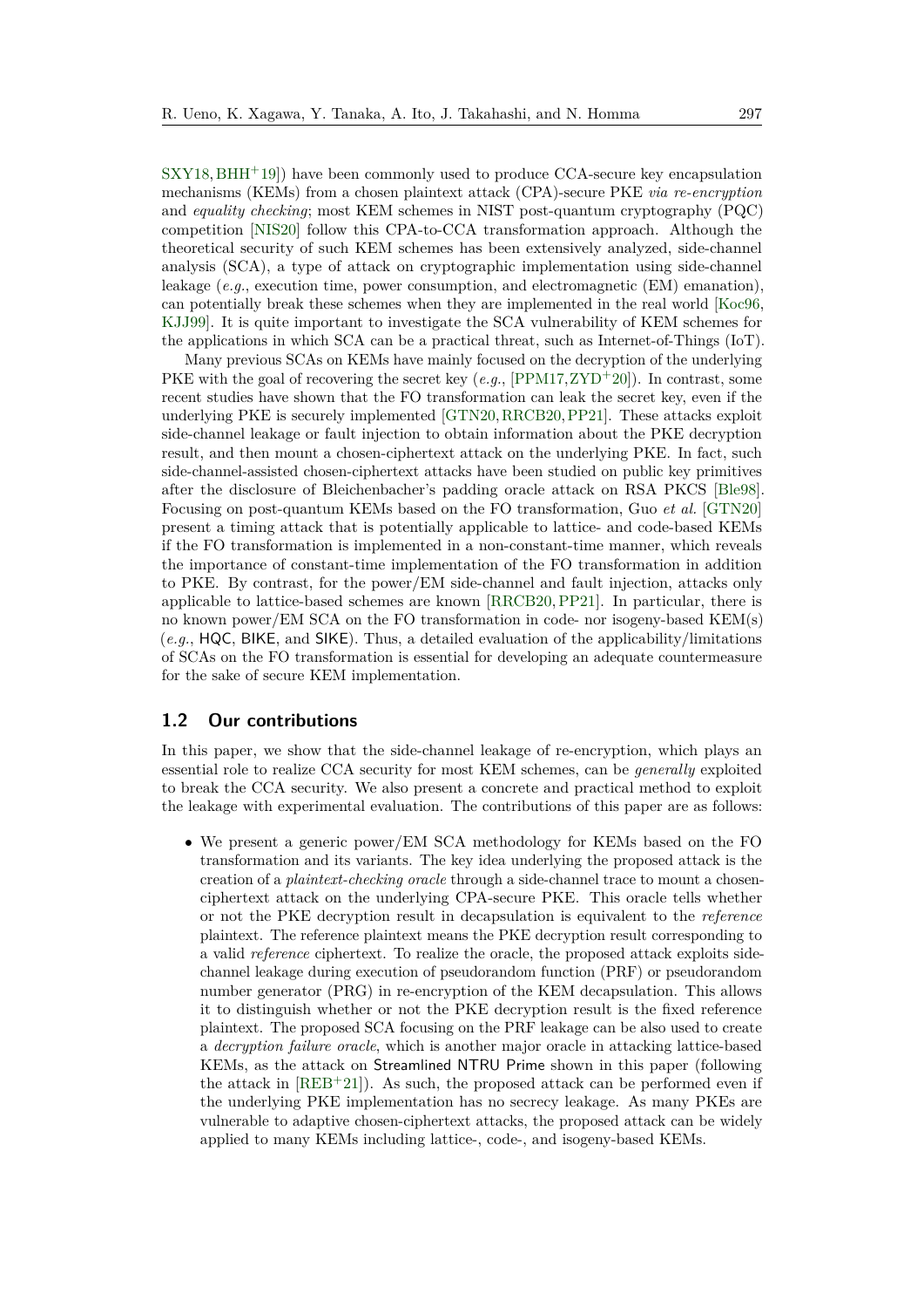SXY18, BHH+19]) have been commonly used to produce CCA-secure key encapsulation mechanisms (KEMs) from a chosen plaintext attack (CPA)-secure PKE *via re-encryption* and *equality checking*; most KEM schemes in NIST post-quantum cryptography (PQC) competition [NIS20] follow this CPA-to-CCA transformation approach. Although the theoretical security of such KEM schemes has been extensively analyzed, side-channel analysis (SCA), a type of attack on cryptographic implementation using side-channel leakage (*e.g.*, execution time, power consumption, and electromagnetic (EM) emanation), can potentially break these schemes when they are implemented in the real world [Koc96, KJJ99]. It is quite important to investigate the SCA vulnerability of KEM schemes for the applications in which SCA can be a practical threat, such as Internet-of-Things (IoT).

Many previous SCAs on KEMs have mainly focused on the decryption of the underlying PKE with the goal of recovering the secret key (*e.g.*, [PPM17, ZYD+20]). In contrast, some recent studies have shown that the FO transformation can leak the secret key, even if the underlying PKE is securely implemented [GTN20, RRCB20, PP21]. These attacks exploit side-channel leakage or fault injection to obtain information about the PKE decryption result, and then mount a chosen-ciphertext attack on the underlying PKE. In fact, such side-channel-assisted chosen-ciphertext attacks have been studied on public key primitives after the disclosure of Bleichenbacher's padding oracle attack on RSA PKCS [Ble98]. Focusing on post-quantum KEMs based on the FO transformation, Guo *et al.* [GTN20] present a timing attack that is potentially applicable to lattice- and code-based KEMs if the FO transformation is implemented in a non-constant-time manner, which reveals the importance of constant-time implementation of the FO transformation in addition to PKE. By contrast, for the power/EM side-channel and fault injection, attacks only applicable to lattice-based schemes are known [RRCB20, PP21]. In particular, there is no known power/EM SCA on the FO transformation in code- nor isogeny-based KEM(s) (*e.g.*, HQC, BIKE, and SIKE). Thus, a detailed evaluation of the applicability/limitations of SCAs on the FO transformation is essential for developing an adequate countermeasure for the sake of secure KEM implementation.

## 1.2 Our contributions

In this paper, we show that the side-channel leakage of re-encryption, which plays an essential role to realize CCA security for most KEM schemes, can be *generally* exploited to break the CCA security. We also present a concrete and practical method to exploit the leakage with experimental evaluation. The contributions of this paper are as follows:

- We present a generic power/EM SCA methodology for KEMs based on the FO transformation and its variants. The key idea underlying the proposed attack is the creation of a *plaintext-checking oracle* through a side-channel trace to mount a chosen-ciphertext attack on the underlying CPA-secure PKE. This oracle tells whether or not the PKE decryption result in decapsulation is equivalent to the *reference* plaintext. The reference plaintext means the PKE decryption result corresponding to a valid *reference* ciphertext. To realize the oracle, the proposed attack exploits side-channel leakage during execution of pseudorandom function (PRF) or pseudorandom number generator (PRG) in re-encryption of the KEM decapsulation. This allows it to distinguish whether or not the PKE decryption result is the fixed reference plaintext. The proposed SCA focusing on the PRF leakage can be also used to create a *decryption failure oracle*, which is another major oracle in attacking lattice-based KEMs, as the attack on Streamlined NTRU Prime shown in this paper (following the attack in [REB+21]). As such, the proposed attack can be performed even if the underlying PKE implementation has no secrecy leakage. As many PKEs are vulnerable to adaptive chosen-ciphertext attacks, the proposed attack can be widely applied to many KEMs including lattice-, code-, and isogeny-based KEMs.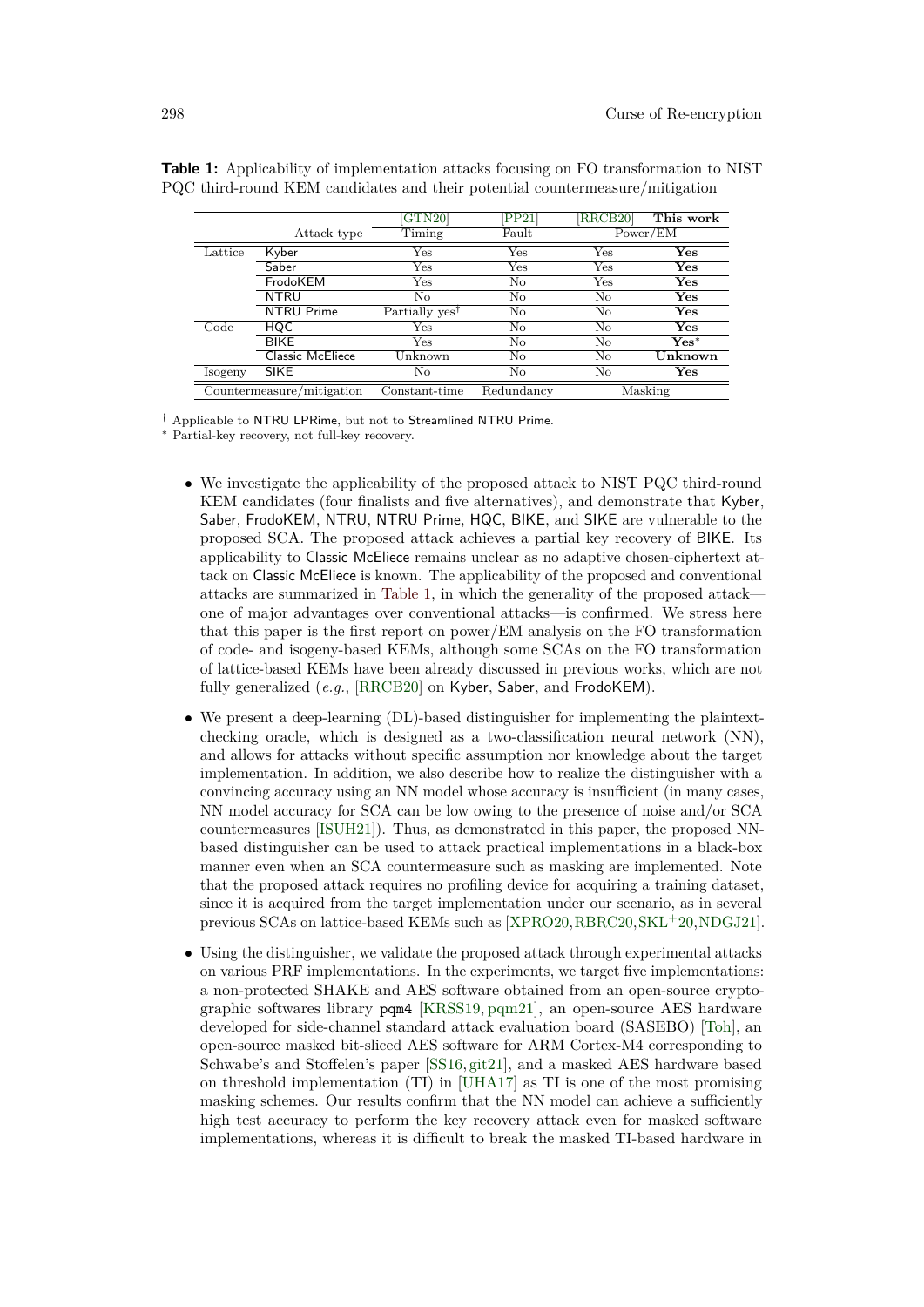**Table 1:** Applicability of implementation attacks focusing on FO transformation to NIST PQC third-round KEM candidates and their potential countermeasure/mitigation

| | | [GTN20] | [PP21] | [RRCB20] | **This work** |
|---|---|---|---|---|---|
| | Attack type | Timing | Fault | Power/EM | |
| Lattice | Kyber | Yes | Yes | Yes | **Yes** |
| | Saber | Yes | Yes | Yes | **Yes** |
| | FrodoKEM | Yes | No | Yes | **Yes** |
| | NTRU | No | No | No | **Yes** |
| | NTRU Prime | Partially yes† | No | No | **Yes** |
| Code | HQC | Yes | No | No | **Yes** |
| | BIKE | Yes | No | No | **Yes*** |
| | Classic McEliece | Unknown | No | No | **Unknown** |
| Isogeny | SIKE | No | No | No | **Yes** |
| Countermeasure/mitigation | | Constant-time | Redundancy | Masking | |

† Applicable to NTRU LPRime, but not to Streamlined NTRU Prime.
\* Partial-key recovery, not full-key recovery.

- We investigate the applicability of the proposed attack to NIST PQC third-round KEM candidates (four finalists and five alternatives), and demonstrate that Kyber, Saber, FrodoKEM, NTRU, NTRU Prime, HQC, BIKE, and SIKE are vulnerable to the proposed SCA. The proposed attack achieves a partial key recovery of BIKE. Its applicability to Classic McEliece remains unclear as no adaptive chosen-ciphertext attack on Classic McEliece is known. The applicability of the proposed and conventional attacks are summarized in Table 1, in which the generality of the proposed attack—one of major advantages over conventional attacks—is confirmed. We stress here that this paper is the first report on power/EM analysis on the FO transformation of code- and isogeny-based KEMs, although some SCAs on the FO transformation of lattice-based KEMs have been already discussed in previous works, which are not fully generalized (*e.g.*, [RRCB20] on Kyber, Saber, and FrodoKEM).
- We present a deep-learning (DL)-based distinguisher for implementing the plaintext-checking oracle, which is designed as a two-classification neural network (NN), and allows for attacks without specific assumption nor knowledge about the target implementation. In addition, we also describe how to realize the distinguisher with a convincing accuracy using an NN model whose accuracy is insufficient (in many cases, NN model accuracy for SCA can be low owing to the presence of noise and/or SCA countermeasures [ISUH21]). Thus, as demonstrated in this paper, the proposed NN-based distinguisher can be used to attack practical implementations in a black-box manner even when an SCA countermeasure such as masking are implemented. Note that the proposed attack requires no profiling device for acquiring a training dataset, since it is acquired from the target implementation under our scenario, as in several previous SCAs on lattice-based KEMs such as [XPRO20, RBRC20, SKL+20, NDGJ21].
- Using the distinguisher, we validate the proposed attack through experimental attacks on various PRF implementations. In the experiments, we target five implementations: a non-protected SHAKE and AES software obtained from an open-source cryptographic softwares library pqm4 [KRSS19, pqm21], an open-source AES hardware developed for side-channel standard attack evaluation board (SASEBO) [Toh], an open-source masked bit-sliced AES software for ARM Cortex-M4 corresponding to Schwabe's and Stoffelen's paper [SS16, git21], and a masked AES hardware based on threshold implementation (TI) in [UHA17] as TI is one of the most promising masking schemes. Our results confirm that the NN model can achieve a sufficiently high test accuracy to perform the key recovery attack even for masked software implementations, whereas it is difficult to break the masked TI-based hardware in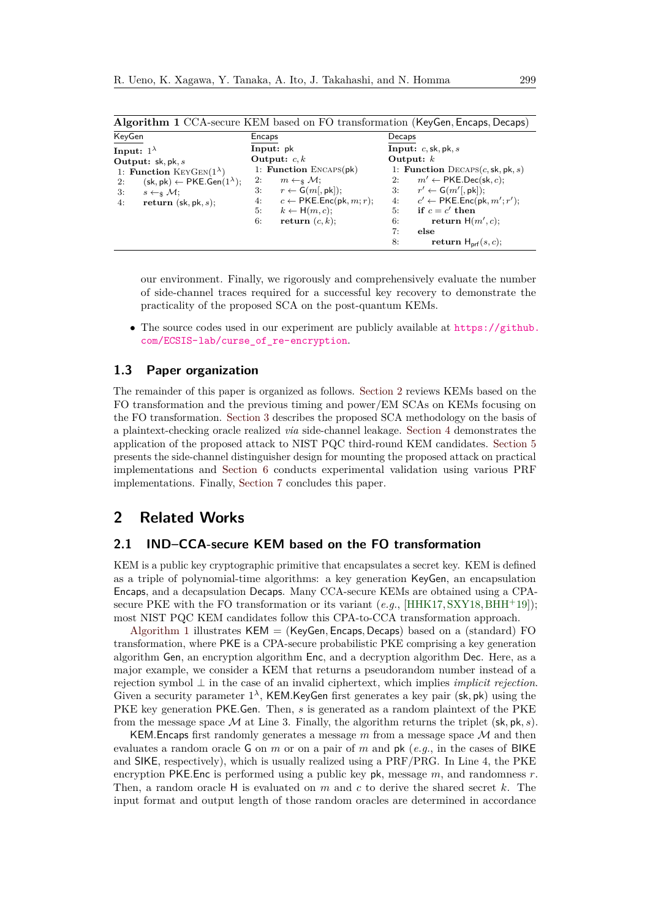**Algorithm 1** CCA-secure KEM based on FO transformation (KeyGen, Encaps, Decaps)

```
KeyGen
Input: 1^λ
Output: sk, pk, s
1: Function KeyGen(1^λ)
2:     (sk, pk) ← PKE.Gen(1^λ);
3:     s ←$ M;
4:     return (sk, pk, s);
```

```
Encaps
Input: pk
Output: c, k
1: Function Encaps(pk)
2:     m ←$ M;
3:     r ← G(m[, pk]);
4:     c ← PKE.Enc(pk, m; r);
5:     k ← H(m, c);
6:     return (c, k);
```

```
Decaps
Input: c, sk, pk, s
Output: k
1: Function Decaps(c, sk, pk, s)
2:     m' ← PKE.Dec(sk, c);
3:     r' ← G(m'[, pk]);
4:     c' ← PKE.Enc(pk, m'; r');
5:     if c = c' then
6:         return H(m', c);
7:     else
8:         return H_prf(s, c);
```

our environment. Finally, we rigorously and comprehensively evaluate the number of side-channel traces required for a successful key recovery to demonstrate the practicality of the proposed SCA on the post-quantum KEMs.

- The source codes used in our experiment are publicly available at https://github.com/ECSIS-lab/curse_of_re-encryption.

### 1.3 Paper organization

The remainder of this paper is organized as follows. Section 2 reviews KEMs based on the FO transformation and the previous timing and power/EM SCAs on KEMs focusing on the FO transformation. Section 3 describes the proposed SCA methodology on the basis of a plaintext-checking oracle realized *via* side-channel leakage. Section 4 demonstrates the application of the proposed attack to NIST PQC third-round KEM candidates. Section 5 presents the side-channel distinguisher design for mounting the proposed attack on practical implementations and Section 6 conducts experimental validation using various PRF implementations. Finally, Section 7 concludes this paper.

## 2 Related Works

### 2.1 IND–CCA-secure KEM based on the FO transformation

KEM is a public key cryptographic primitive that encapsulates a secret key. KEM is defined as a triple of polynomial-time algorithms: a key generation KeyGen, an encapsulation Encaps, and a decapsulation Decaps. Many CCA-secure KEMs are obtained using a CPA-secure PKE with the FO transformation or its variant (*e.g.*, [HHK17, SXY18, BHH+19]); most NIST PQC KEM candidates follow this CPA-to-CCA transformation approach.

Algorithm 1 illustrates KEM = (KeyGen, Encaps, Decaps) based on a (standard) FO transformation, where PKE is a CPA-secure probabilistic PKE comprising a key generation algorithm Gen, an encryption algorithm Enc, and a decryption algorithm Dec. Here, as a major example, we consider a KEM that returns a pseudorandom number instead of a rejection symbol $\perp$ in the case of an invalid ciphertext, which implies *implicit rejection*. Given a security parameter $1^\lambda$, KEM.KeyGen first generates a key pair (sk, pk) using the PKE key generation PKE.Gen. Then, $s$ is generated as a random plaintext of the PKE from the message space $\mathcal{M}$ at Line 3. Finally, the algorithm returns the triplet (sk, pk, $s$).

KEM.Encaps first randomly generates a message $m$ from a message space $\mathcal{M}$ and then evaluates a random oracle G on $m$ or on a pair of $m$ and pk (*e.g.*, in the cases of BIKE and SIKE, respectively), which is usually realized using a PRF/PRG. In Line 4, the PKE encryption PKE.Enc is performed using a public key pk, message $m$, and randomness $r$. Then, a random oracle H is evaluated on $m$ and $c$ to derive the shared secret $k$. The input format and output length of those random oracles are determined in accordance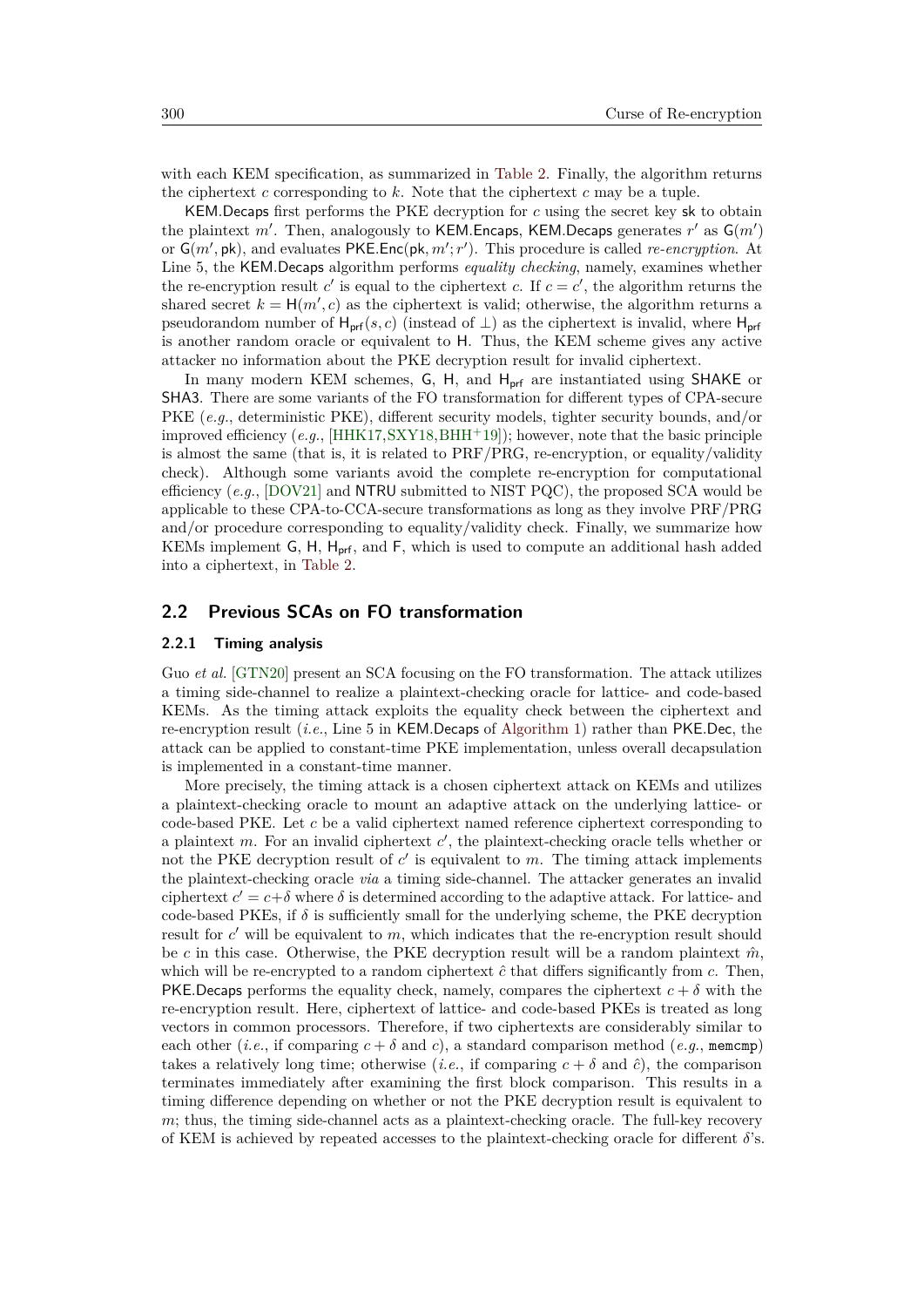with each KEM specification, as summarized in Table 2. Finally, the algorithm returns the ciphertext $c$ corresponding to $k$. Note that the ciphertext $c$ may be a tuple.

KEM.Decaps first performs the PKE decryption for $c$ using the secret key sk to obtain the plaintext $m'$. Then, analogously to KEM.Encaps, KEM.Decaps generates $r'$ as $\mathsf{G}(m')$ or $\mathsf{G}(m', \mathsf{pk})$, and evaluates $\mathsf{PKE.Enc}(\mathsf{pk}, m'; r')$. This procedure is called *re-encryption*. At Line 5, the KEM.Decaps algorithm performs *equality checking*, namely, examines whether the re-encryption result $c'$ is equal to the ciphertext $c$. If $c = c'$, the algorithm returns the shared secret $k = \mathsf{H}(m', c)$ as the ciphertext is valid; otherwise, the algorithm returns a pseudorandom number of $\mathsf{H}_{\mathsf{prf}}(s, c)$ (instead of $\perp$) as the ciphertext is invalid, where $\mathsf{H}_{\mathsf{prf}}$ is another random oracle or equivalent to H. Thus, the KEM scheme gives any active attacker no information about the PKE decryption result for invalid ciphertext.

In many modern KEM schemes, G, H, and $\mathsf{H}_{\mathsf{prf}}$ are instantiated using SHAKE or SHA3. There are some variants of the FO transformation for different types of CPA-secure PKE (*e.g.*, deterministic PKE), different security models, tighter security bounds, and/or improved efficiency (*e.g.*, [HHK17,SXY18,BHH+19]); however, note that the basic principle is almost the same (that is, it is related to PRF/PRG, re-encryption, or equality/validity check). Although some variants avoid the complete re-encryption for computational efficiency (*e.g.*, [DOV21] and NTRU submitted to NIST PQC), the proposed SCA would be applicable to these CPA-to-CCA-secure transformations as long as they involve PRF/PRG and/or procedure corresponding to equality/validity check. Finally, we summarize how KEMs implement G, H, $\mathsf{H}_{\mathsf{prf}}$, and F, which is used to compute an additional hash added into a ciphertext, in Table 2.

## 2.2 Previous SCAs on FO transformation

### 2.2.1 Timing analysis

Guo *et al*. [GTN20] present an SCA focusing on the FO transformation. The attack utilizes a timing side-channel to realize a plaintext-checking oracle for lattice- and code-based KEMs. As the timing attack exploits the equality check between the ciphertext and re-encryption result (*i.e.*, Line 5 in KEM.Decaps of Algorithm 1) rather than PKE.Dec, the attack can be applied to constant-time PKE implementation, unless overall decapsulation is implemented in a constant-time manner.

More precisely, the timing attack is a chosen ciphertext attack on KEMs and utilizes a plaintext-checking oracle to mount an adaptive attack on the underlying lattice- or code-based PKE. Let $c$ be a valid ciphertext named reference ciphertext corresponding to a plaintext $m$. For an invalid ciphertext $c'$, the plaintext-checking oracle tells whether or not the PKE decryption result of $c'$ is equivalent to $m$. The timing attack implements the plaintext-checking oracle *via* a timing side-channel. The attacker generates an invalid ciphertext $c' = c + \delta$ where $\delta$ is determined according to the adaptive attack. For lattice- and code-based PKEs, if $\delta$ is sufficiently small for the underlying scheme, the PKE decryption result for $c'$ will be equivalent to $m$, which indicates that the re-encryption result should be $c$ in this case. Otherwise, the PKE decryption result will be a random plaintext $\hat{m}$, which will be re-encrypted to a random ciphertext $\hat{c}$ that differs significantly from $c$. Then, PKE.Decaps performs the equality check, namely, compares the ciphertext $c + \delta$ with the re-encryption result. Here, ciphertext of lattice- and code-based PKEs is treated as long vectors in common processors. Therefore, if two ciphertexts are considerably similar to each other (*i.e.*, if comparing $c + \delta$ and $c$), a standard comparison method (*e.g.*, `memcmp`) takes a relatively long time; otherwise (*i.e.*, if comparing $c + \delta$ and $\hat{c}$), the comparison terminates immediately after examining the first block comparison. This results in a timing difference depending on whether or not the PKE decryption result is equivalent to $m$; thus, the timing side-channel acts as a plaintext-checking oracle. The full-key recovery of KEM is achieved by repeated accesses to the plaintext-checking oracle for different $\delta$'s.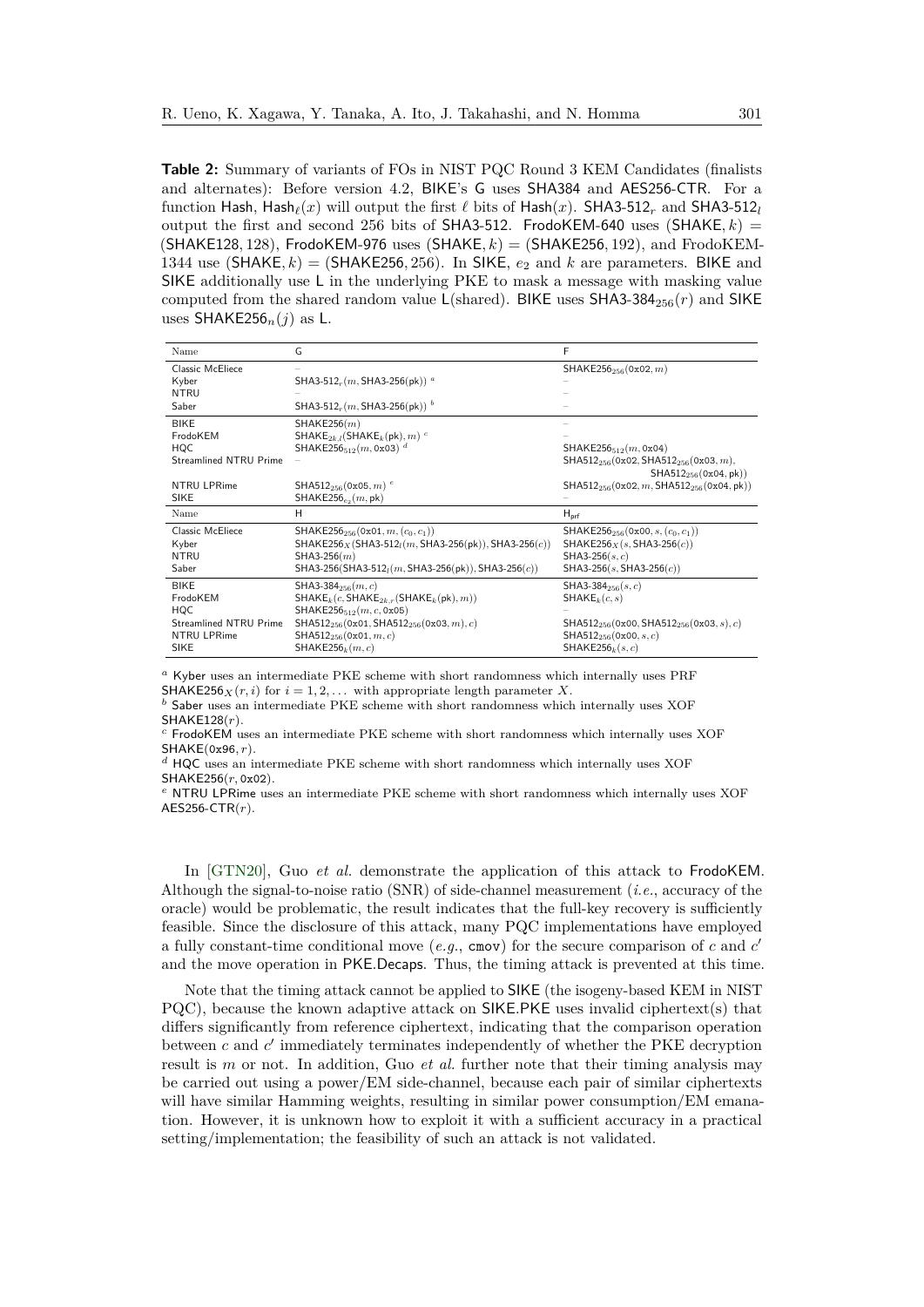**Table 2:** Summary of variants of FOs in NIST PQC Round 3 KEM Candidates (finalists and alternates): Before version 4.2, BIKE's G uses SHA384 and AES256-CTR. For a function Hash, $\mathsf{Hash}_\ell(x)$ will output the first $\ell$ bits of $\mathsf{Hash}(x)$. $\mathsf{SHA3\text{-}512}_r$ and $\mathsf{SHA3\text{-}512}_l$ output the first and second 256 bits of SHA3-512. FrodoKEM-640 uses $(\mathsf{SHAKE}, k) = (\mathsf{SHAKE128}, 128)$, FrodoKEM-976 uses $(\mathsf{SHAKE}, k) = (\mathsf{SHAKE256}, 192)$, and FrodoKEM-1344 use $(\mathsf{SHAKE}, k) = (\mathsf{SHAKE256}, 256)$. In SIKE, $e_2$ and $k$ are parameters. BIKE and SIKE additionally use L in the underlying PKE to mask a message with masking value computed from the shared random value L(shared). BIKE uses $\mathsf{SHA3\text{-}384}_{256}(r)$ and SIKE uses $\mathsf{SHAKE256}_n(j)$ as L.

| Name | G | F |
|---|---|---|
| Classic McEliece | – | $\mathsf{SHAKE256}_{256}(\mathtt{0x02}, m)$ |
| Kyber | $\mathsf{SHA3\text{-}512}_r(m, \mathsf{SHA3\text{-}256}(\mathsf{pk}))$ [a] | – |
| NTRU | – | – |
| Saber | $\mathsf{SHA3\text{-}512}_r(m, \mathsf{SHA3\text{-}256}(\mathsf{pk}))$ [b] | – |
| BIKE | $\mathsf{SHAKE256}(m)$ | – |
| FrodoKEM | $\mathsf{SHAKE}_{2k,l}(\mathsf{SHAKE}_k(\mathsf{pk}), m)$ [c] | – |
| HQC | $\mathsf{SHAKE256}_{512}(m, \mathtt{0x03})$ [d] | $\mathsf{SHAKE256}_{512}(m, \mathtt{0x04})$ |
| Streamlined NTRU Prime | – | $\mathsf{SHA512}_{256}(\mathtt{0x02}, \mathsf{SHA512}_{256}(\mathtt{0x03}, m), \mathsf{SHA512}_{256}(\mathtt{0x04}, \mathsf{pk}))$ |
| NTRU LPRime | $\mathsf{SHA512}_{256}(\mathtt{0x05}, m)$ [e] | $\mathsf{SHA512}_{256}(\mathtt{0x02}, m, \mathsf{SHA512}_{256}(\mathtt{0x04}, \mathsf{pk}))$ |
| SIKE | $\mathsf{SHAKE256}_{e_2}(m, \mathsf{pk})$ | – |
| **Name** | **H** | **$\mathsf{H}_{\mathsf{prf}}$** |
| Classic McEliece | $\mathsf{SHAKE256}_{256}(\mathtt{0x01}, m, (c_0, c_1))$ | $\mathsf{SHAKE256}_{256}(\mathtt{0x00}, s, (c_0, c_1))$ |
| Kyber | $\mathsf{SHAKE256}_X(\mathsf{SHA3\text{-}512}_l(m, \mathsf{SHA3\text{-}256}(\mathsf{pk})), \mathsf{SHA3\text{-}256}(c))$ | $\mathsf{SHAKE256}_X(s, \mathsf{SHA3\text{-}256}(c))$ |
| NTRU | $\mathsf{SHA3\text{-}256}(m)$ | $\mathsf{SHA3\text{-}256}(s, c)$ |
| Saber | $\mathsf{SHA3\text{-}256}(\mathsf{SHA3\text{-}512}_l(m, \mathsf{SHA3\text{-}256}(\mathsf{pk})), \mathsf{SHA3\text{-}256}(c))$ | $\mathsf{SHA3\text{-}256}(s, \mathsf{SHA3\text{-}256}(c))$ |
| BIKE | $\mathsf{SHA3\text{-}384}_{256}(m, c)$ | $\mathsf{SHA3\text{-}384}_{256}(s, c)$ |
| FrodoKEM | $\mathsf{SHAKE}_k(c, \mathsf{SHAKE}_{2k,r}(\mathsf{SHAKE}_k(\mathsf{pk}), m))$ | $\mathsf{SHAKE}_k(c, s)$ |
| HQC | $\mathsf{SHAKE256}_{512}(m, c, \mathtt{0x05})$ | – |
| Streamlined NTRU Prime | $\mathsf{SHA512}_{256}(\mathtt{0x01}, \mathsf{SHA512}_{256}(\mathtt{0x03}, m), c)$ | $\mathsf{SHA512}_{256}(\mathtt{0x00}, \mathsf{SHA512}_{256}(\mathtt{0x03}, s), c)$ |
| NTRU LPRime | $\mathsf{SHA512}_{256}(\mathtt{0x01}, m, c)$ | $\mathsf{SHA512}_{256}(\mathtt{0x00}, s, c)$ |
| SIKE | $\mathsf{SHAKE256}_k(m, c)$ | $\mathsf{SHAKE256}_k(s, c)$ |

[a] Kyber uses an intermediate PKE scheme with short randomness which internally uses PRF $\mathsf{SHAKE256}_X(r, i)$ for $i = 1, 2, \ldots$ with appropriate length parameter $X$.
[b] Saber uses an intermediate PKE scheme with short randomness which internally uses XOF $\mathsf{SHAKE128}(r)$.
[c] FrodoKEM uses an intermediate PKE scheme with short randomness which internally uses XOF $\mathsf{SHAKE}(\mathtt{0x96}, r)$.
[d] HQC uses an intermediate PKE scheme with short randomness which internally uses XOF $\mathsf{SHAKE256}(r, \mathtt{0x02})$.
[e] NTRU LPRime uses an intermediate PKE scheme with short randomness which internally uses XOF $\mathsf{AES256\text{-}CTR}(r)$.

In [GTN20], Guo *et al.* demonstrate the application of this attack to FrodoKEM. Although the signal-to-noise ratio (SNR) of side-channel measurement (*i.e.*, accuracy of the oracle) would be problematic, the result indicates that the full-key recovery is sufficiently feasible. Since the disclosure of this attack, many PQC implementations have employed a fully constant-time conditional move (*e.g.*, `cmov`) for the secure comparison of $c$ and $c'$ and the move operation in PKE.Decaps. Thus, the timing attack is prevented at this time.

Note that the timing attack cannot be applied to SIKE (the isogeny-based KEM in NIST PQC), because the known adaptive attack on SIKE.PKE uses invalid ciphertext(s) that differs significantly from reference ciphertext, indicating that the comparison operation between $c$ and $c'$ immediately terminates independently of whether the PKE decryption result is $m$ or not. In addition, Guo *et al.* further note that their timing analysis may be carried out using a power/EM side-channel, because each pair of similar ciphertexts will have similar Hamming weights, resulting in similar power consumption/EM emanation. However, it is unknown how to exploit it with a sufficient accuracy in a practical setting/implementation; the feasibility of such an attack is not validated.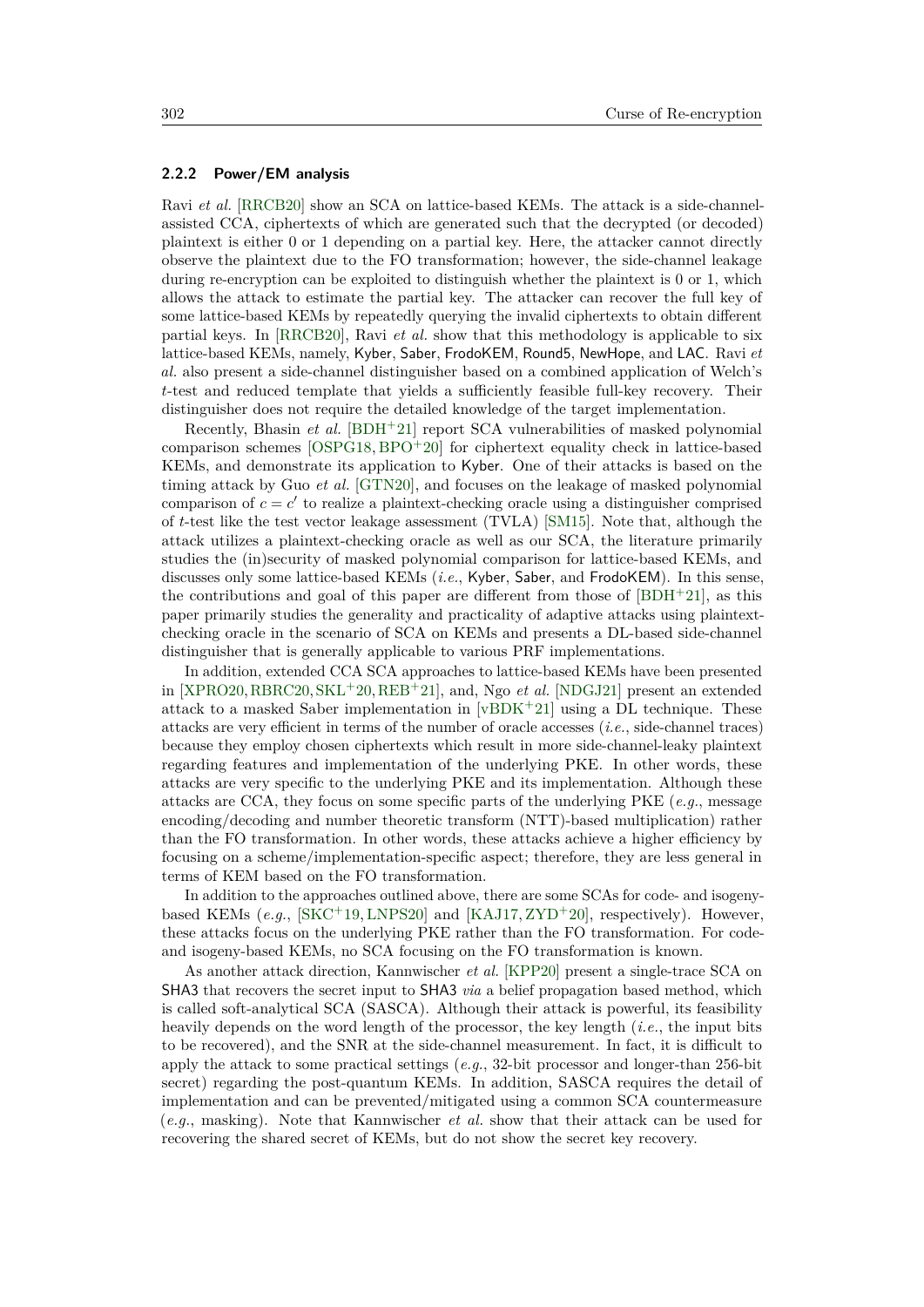### 2.2.2 Power/EM analysis

Ravi *et al.* [RRCB20] show an SCA on lattice-based KEMs. The attack is a side-channel-assisted CCA, ciphertexts of which are generated such that the decrypted (or decoded) plaintext is either 0 or 1 depending on a partial key. Here, the attacker cannot directly observe the plaintext due to the FO transformation; however, the side-channel leakage during re-encryption can be exploited to distinguish whether the plaintext is 0 or 1, which allows the attack to estimate the partial key. The attacker can recover the full key of some lattice-based KEMs by repeatedly querying the invalid ciphertexts to obtain different partial keys. In [RRCB20], Ravi *et al.* show that this methodology is applicable to six lattice-based KEMs, namely, Kyber, Saber, FrodoKEM, Round5, NewHope, and LAC. Ravi *et al.* also present a side-channel distinguisher based on a combined application of Welch's $t$-test and reduced template that yields a sufficiently feasible full-key recovery. Their distinguisher does not require the detailed knowledge of the target implementation.

Recently, Bhasin *et al.* [BDH+21] report SCA vulnerabilities of masked polynomial comparison schemes [OSPG18, BPO+20] for ciphertext equality check in lattice-based KEMs, and demonstrate its application to Kyber. One of their attacks is based on the timing attack by Guo *et al.* [GTN20], and focuses on the leakage of masked polynomial comparison of $c = c'$ to realize a plaintext-checking oracle using a distinguisher comprised of $t$-test like the test vector leakage assessment (TVLA) [SM15]. Note that, although the attack utilizes a plaintext-checking oracle as well as our SCA, the literature primarily studies the (in)security of masked polynomial comparison for lattice-based KEMs, and discusses only some lattice-based KEMs (*i.e.*, Kyber, Saber, and FrodoKEM). In this sense, the contributions and goal of this paper are different from those of [BDH+21], as this paper primarily studies the generality and practicality of adaptive attacks using plaintext-checking oracle in the scenario of SCA on KEMs and presents a DL-based side-channel distinguisher that is generally applicable to various PRF implementations.

In addition, extended CCA SCA approaches to lattice-based KEMs have been presented in [XPRO20, RBRC20, SKL+20, REB+21], and, Ngo *et al.* [NDGJ21] present an extended attack to a masked Saber implementation in [vBDK+21] using a DL technique. These attacks are very efficient in terms of the number of oracle accesses (*i.e.*, side-channel traces) because they employ chosen ciphertexts which result in more side-channel-leaky plaintext regarding features and implementation of the underlying PKE. In other words, these attacks are very specific to the underlying PKE and its implementation. Although these attacks are CCA, they focus on some specific parts of the underlying PKE (*e.g.*, message encoding/decoding and number theoretic transform (NTT)-based multiplication) rather than the FO transformation. In other words, these attacks achieve a higher efficiency by focusing on a scheme/implementation-specific aspect; therefore, they are less general in terms of KEM based on the FO transformation.

In addition to the approaches outlined above, there are some SCAs for code- and isogeny-based KEMs (*e.g.*, [SKC+19, LNPS20] and [KAJ17, ZYD+20], respectively). However, these attacks focus on the underlying PKE rather than the FO transformation. For code- and isogeny-based KEMs, no SCA focusing on the FO transformation is known.

As another attack direction, Kannwischer *et al.* [KPP20] present a single-trace SCA on SHA3 that recovers the secret input to SHA3 *via* a belief propagation based method, which is called soft-analytical SCA (SASCA). Although their attack is powerful, its feasibility heavily depends on the word length of the processor, the key length (*i.e.*, the input bits to be recovered), and the SNR at the side-channel measurement. In fact, it is difficult to apply the attack to some practical settings (*e.g.*, 32-bit processor and longer-than 256-bit secret) regarding the post-quantum KEMs. In addition, SASCA requires the detail of implementation and can be prevented/mitigated using a common SCA countermeasure (*e.g.*, masking). Note that Kannwischer *et al.* show that their attack can be used for recovering the shared secret of KEMs, but do not show the secret key recovery.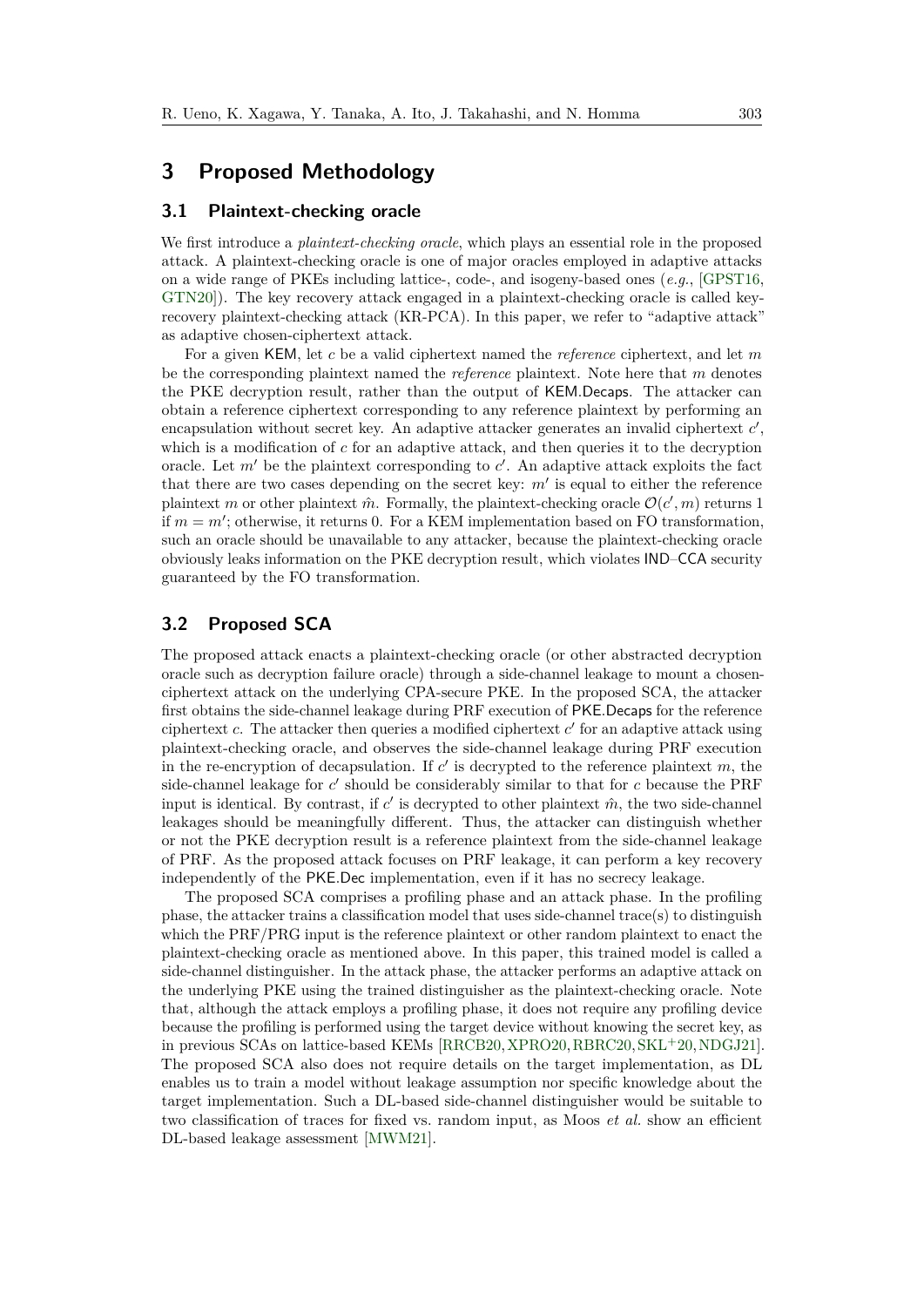## 3 Proposed Methodology

### 3.1 Plaintext-checking oracle

We first introduce a *plaintext-checking oracle*, which plays an essential role in the proposed attack. A plaintext-checking oracle is one of major oracles employed in adaptive attacks on a wide range of PKEs including lattice-, code-, and isogeny-based ones (*e.g.*, [GPST16, GTN20]). The key recovery attack engaged in a plaintext-checking oracle is called key-recovery plaintext-checking attack (KR-PCA). In this paper, we refer to "adaptive attack" as adaptive chosen-ciphertext attack.

For a given KEM, let $c$ be a valid ciphertext named the *reference* ciphertext, and let $m$ be the corresponding plaintext named the *reference* plaintext. Note here that $m$ denotes the PKE decryption result, rather than the output of KEM.Decaps. The attacker can obtain a reference ciphertext corresponding to any reference plaintext by performing an encapsulation without secret key. An adaptive attacker generates an invalid ciphertext $c'$, which is a modification of $c$ for an adaptive attack, and then queries it to the decryption oracle. Let $m'$ be the plaintext corresponding to $c'$. An adaptive attack exploits the fact that there are two cases depending on the secret key: $m'$ is equal to either the reference plaintext $m$ or other plaintext $\hat{m}$. Formally, the plaintext-checking oracle $\mathcal{O}(c', m)$ returns 1 if $m = m'$; otherwise, it returns 0. For a KEM implementation based on FO transformation, such an oracle should be unavailable to any attacker, because the plaintext-checking oracle obviously leaks information on the PKE decryption result, which violates IND–CCA security guaranteed by the FO transformation.

### 3.2 Proposed SCA

The proposed attack enacts a plaintext-checking oracle (or other abstracted decryption oracle such as decryption failure oracle) through a side-channel leakage to mount a chosen-ciphertext attack on the underlying CPA-secure PKE. In the proposed SCA, the attacker first obtains the side-channel leakage during PRF execution of PKE.Decaps for the reference ciphertext $c$. The attacker then queries a modified ciphertext $c'$ for an adaptive attack using plaintext-checking oracle, and observes the side-channel leakage during PRF execution in the re-encryption of decapsulation. If $c'$ is decrypted to the reference plaintext $m$, the side-channel leakage for $c'$ should be considerably similar to that for $c$ because the PRF input is identical. By contrast, if $c'$ is decrypted to other plaintext $\hat{m}$, the two side-channel leakages should be meaningfully different. Thus, the attacker can distinguish whether or not the PKE decryption result is a reference plaintext from the side-channel leakage of PRF. As the proposed attack focuses on PRF leakage, it can perform a key recovery independently of the PKE.Dec implementation, even if it has no secrecy leakage.

The proposed SCA comprises a profiling phase and an attack phase. In the profiling phase, the attacker trains a classification model that uses side-channel trace(s) to distinguish which the PRF/PRG input is the reference plaintext or other random plaintext to enact the plaintext-checking oracle as mentioned above. In this paper, this trained model is called a side-channel distinguisher. In the attack phase, the attacker performs an adaptive attack on the underlying PKE using the trained distinguisher as the plaintext-checking oracle. Note that, although the attack employs a profiling phase, it does not require any profiling device because the profiling is performed using the target device without knowing the secret key, as in previous SCAs on lattice-based KEMs [RRCB20, XPRO20, RBRC20, SKL+20, NDGJ21]. The proposed SCA also does not require details on the target implementation, as DL enables us to train a model without leakage assumption nor specific knowledge about the target implementation. Such a DL-based side-channel distinguisher would be suitable to two classification of traces for fixed vs. random input, as Moos *et al.* show an efficient DL-based leakage assessment [MWM21].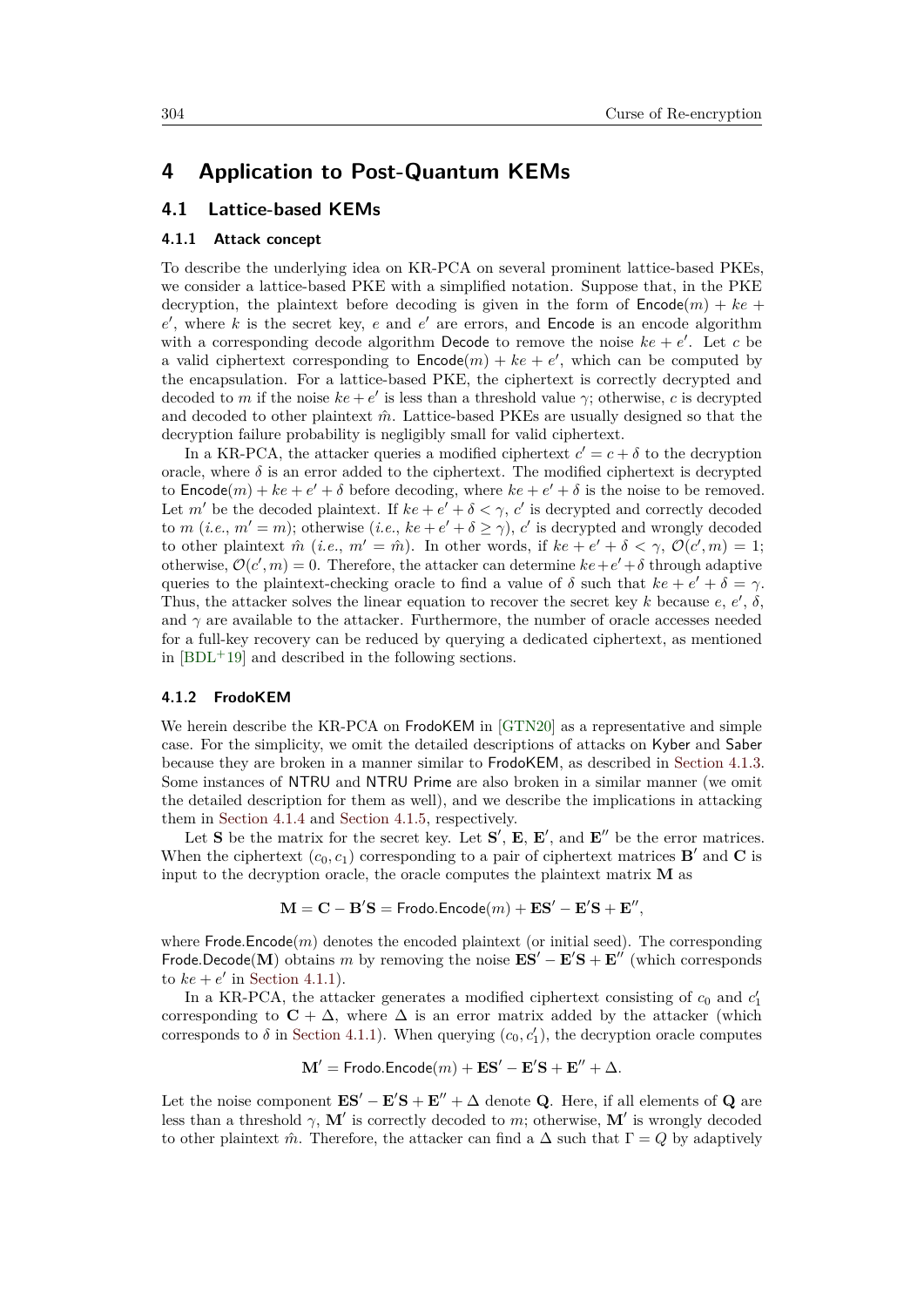# 4 Application to Post-Quantum KEMs

## 4.1 Lattice-based KEMs

### 4.1.1 Attack concept

To describe the underlying idea on KR-PCA on several prominent lattice-based PKEs, we consider a lattice-based PKE with a simplified notation. Suppose that, in the PKE decryption, the plaintext before decoding is given in the form of $\mathsf{Encode}(m) + ke + e'$, where $k$ is the secret key, $e$ and $e'$ are errors, and $\mathsf{Encode}$ is an encode algorithm with a corresponding decode algorithm $\mathsf{Decode}$ to remove the noise $ke + e'$. Let $c$ be a valid ciphertext corresponding to $\mathsf{Encode}(m) + ke + e'$, which can be computed by the encapsulation. For a lattice-based PKE, the ciphertext is correctly decrypted and decoded to $m$ if the noise $ke + e'$ is less than a threshold value $\gamma$; otherwise, $c$ is decrypted and decoded to other plaintext $\hat{m}$. Lattice-based PKEs are usually designed so that the decryption failure probability is negligibly small for valid ciphertext.

In a KR-PCA, the attacker queries a modified ciphertext $c' = c + \delta$ to the decryption oracle, where $\delta$ is an error added to the ciphertext. The modified ciphertext is decrypted to $\mathsf{Encode}(m) + ke + e' + \delta$ before decoding, where $ke + e' + \delta$ is the noise to be removed. Let $m'$ be the decoded plaintext. If $ke + e' + \delta < \gamma$, $c'$ is decrypted and correctly decoded to $m$ (*i.e.*, $m' = m$); otherwise (*i.e.*, $ke + e' + \delta \geq \gamma$), $c'$ is decrypted and wrongly decoded to other plaintext $\hat{m}$ (*i.e.*, $m' = \hat{m}$). In other words, if $ke + e' + \delta < \gamma$, $\mathcal{O}(c', m) = 1$; otherwise, $\mathcal{O}(c', m) = 0$. Therefore, the attacker can determine $ke + e' + \delta$ through adaptive queries to the plaintext-checking oracle to find a value of $\delta$ such that $ke + e' + \delta = \gamma$. Thus, the attacker solves the linear equation to recover the secret key $k$ because $e$, $e'$, $\delta$, and $\gamma$ are available to the attacker. Furthermore, the number of oracle accesses needed for a full-key recovery can be reduced by querying a dedicated ciphertext, as mentioned in [BDL+19] and described in the following sections.

### 4.1.2 FrodoKEM

We herein describe the KR-PCA on FrodoKEM in [GTN20] as a representative and simple case. For the simplicity, we omit the detailed descriptions of attacks on Kyber and Saber because they are broken in a manner similar to FrodoKEM, as described in Section 4.1.3. Some instances of NTRU and NTRU Prime are also broken in a similar manner (we omit the detailed description for them as well), and we describe the implications in attacking them in Section 4.1.4 and Section 4.1.5, respectively.

Let $\mathbf{S}$ be the matrix for the secret key. Let $\mathbf{S}'$, $\mathbf{E}$, $\mathbf{E}'$, and $\mathbf{E}''$ be the error matrices. When the ciphertext $(c_0, c_1)$ corresponding to a pair of ciphertext matrices $\mathbf{B}'$ and $\mathbf{C}$ is input to the decryption oracle, the oracle computes the plaintext matrix $\mathbf{M}$ as

$$\mathbf{M} = \mathbf{C} - \mathbf{B}'\mathbf{S} = \mathsf{Frodo.Encode}(m) + \mathbf{E}\mathbf{S}' - \mathbf{E}'\mathbf{S} + \mathbf{E}'',$$

where $\mathsf{Frode.Encode}(m)$ denotes the encoded plaintext (or initial seed). The corresponding $\mathsf{Frodo.Decode}(\mathbf{M})$ obtains $m$ by removing the noise $\mathbf{E}\mathbf{S}' - \mathbf{E}'\mathbf{S} + \mathbf{E}''$ (which corresponds to $ke + e'$ in Section 4.1.1).

In a KR-PCA, the attacker generates a modified ciphertext consisting of $c_0$ and $c_1'$ corresponding to $\mathbf{C} + \Delta$, where $\Delta$ is an error matrix added by the attacker (which corresponds to $\delta$ in Section 4.1.1). When querying $(c_0, c_1')$, the decryption oracle computes

$$\mathbf{M}' = \mathsf{Frodo.Encode}(m) + \mathbf{E}\mathbf{S}' - \mathbf{E}'\mathbf{S} + \mathbf{E}'' + \Delta.$$

Let the noise component $\mathbf{E}\mathbf{S}' - \mathbf{E}'\mathbf{S} + \mathbf{E}'' + \Delta$ denote $\mathbf{Q}$. Here, if all elements of $\mathbf{Q}$ are less than a threshold $\gamma$, $\mathbf{M}'$ is correctly decoded to $m$; otherwise, $\mathbf{M}'$ is wrongly decoded to other plaintext $\hat{m}$. Therefore, the attacker can find a $\Delta$ such that $\Gamma = Q$ by adaptively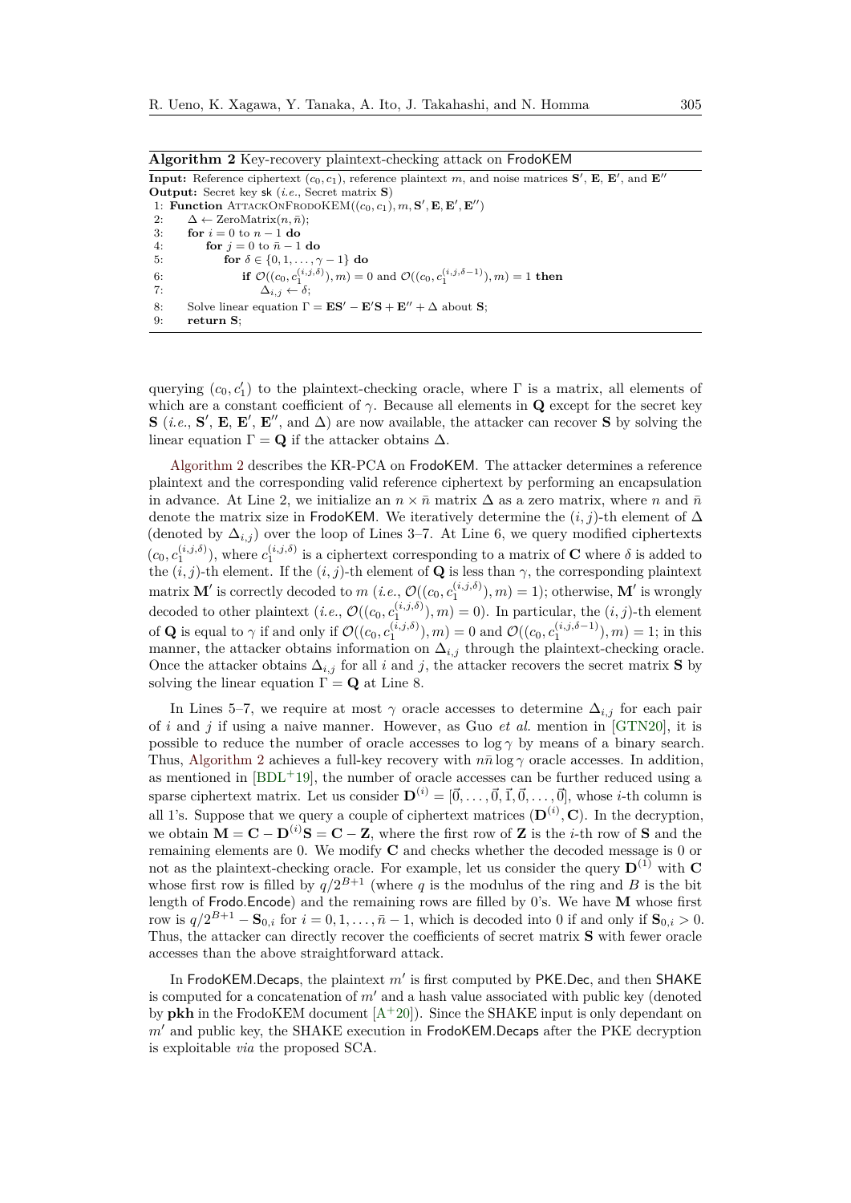**Algorithm 2** Key-recovery plaintext-checking attack on FrodoKEM

**Input:** Reference ciphertext $(c_0, c_1)$, reference plaintext $m$, and noise matrices $\mathbf{S}'$, $\mathbf{E}$, $\mathbf{E}'$, and $\mathbf{E}''$
**Output:** Secret key sk (*i.e.*, Secret matrix $\mathbf{S}$)

```
1: Function AttackOnFrodoKEM((c_0, c_1), m, S', E, E', E'')
2:     Δ ← ZeroMatrix(n, n̄);
3:     for i = 0 to n − 1 do
4:         for j = 0 to n̄ − 1 do
5:             for δ ∈ {0, 1, ..., γ − 1} do
6:                 if O((c_0, c_1^(i,j,δ)), m) = 0 and O((c_0, c_1^(i,j,δ−1)), m) = 1 then
7:                     Δ_{i,j} ← δ;
8:     Solve linear equation Γ = ES' − E'S + E'' + Δ about S;
9:     return S;
```

querying $(c_0, c'_1)$ to the plaintext-checking oracle, where $\Gamma$ is a matrix, all elements of which are a constant coefficient of $\gamma$. Because all elements in $\mathbf{Q}$ except for the secret key $\mathbf{S}$ (*i.e.*, $\mathbf{S}'$, $\mathbf{E}$, $\mathbf{E}'$, $\mathbf{E}''$, and $\Delta$) are now available, the attacker can recover $\mathbf{S}$ by solving the linear equation $\Gamma = \mathbf{Q}$ if the attacker obtains $\Delta$.

Algorithm 2 describes the KR-PCA on FrodoKEM. The attacker determines a reference plaintext and the corresponding valid reference ciphertext by performing an encapsulation in advance. At Line 2, we initialize an $n \times \bar{n}$ matrix $\Delta$ as a zero matrix, where $n$ and $\bar{n}$ denote the matrix size in FrodoKEM. We iteratively determine the $(i, j)$-th element of $\Delta$ (denoted by $\Delta_{i,j}$) over the loop of Lines 3–7. At Line 6, we query modified ciphertexts $(c_0, c_1^{(i,j,\delta)})$, where $c_1^{(i,j,\delta)}$ is a ciphertext corresponding to a matrix of $\mathbf{C}$ where $\delta$ is added to the $(i, j)$-th element. If the $(i, j)$-th element of $\mathbf{Q}$ is less than $\gamma$, the corresponding plaintext matrix $\mathbf{M}'$ is correctly decoded to $m$ (*i.e.*, $\mathcal{O}((c_0, c_1^{(i,j,\delta)}), m) = 1$); otherwise, $\mathbf{M}'$ is wrongly decoded to other plaintext (*i.e.*, $\mathcal{O}((c_0, c_1^{(i,j,\delta)}), m) = 0$). In particular, the $(i, j)$-th element of $\mathbf{Q}$ is equal to $\gamma$ if and only if $\mathcal{O}((c_0, c_1^{(i,j,\delta)}), m) = 0$ and $\mathcal{O}((c_0, c_1^{(i,j,\delta-1)}), m) = 1$; in this manner, the attacker obtains information on $\Delta_{i,j}$ through the plaintext-checking oracle. Once the attacker obtains $\Delta_{i,j}$ for all $i$ and $j$, the attacker recovers the secret matrix $\mathbf{S}$ by solving the linear equation $\Gamma = \mathbf{Q}$ at Line 8.

In Lines 5–7, we require at most $\gamma$ oracle accesses to determine $\Delta_{i,j}$ for each pair of $i$ and $j$ if using a naive manner. However, as Guo *et al.* mention in [GTN20], it is possible to reduce the number of oracle accesses to $\log \gamma$ by means of a binary search. Thus, Algorithm 2 achieves a full-key recovery with $n\bar{n} \log \gamma$ oracle accesses. In addition, as mentioned in [BDL+19], the number of oracle accesses can be further reduced using a sparse ciphertext matrix. Let us consider $\mathbf{D}^{(i)} = [\vec{0}, \dots, \vec{0}, \vec{1}, \vec{0}, \dots, \vec{0}]$, whose $i$-th column is all 1's. Suppose that we query a couple of ciphertext matrices $(\mathbf{D}^{(i)}, \mathbf{C})$. In the decryption, we obtain $\mathbf{M} = \mathbf{C} - \mathbf{D}^{(i)}\mathbf{S} = \mathbf{C} - \mathbf{Z}$, where the first row of $\mathbf{Z}$ is the $i$-th row of $\mathbf{S}$ and the remaining elements are 0. We modify $\mathbf{C}$ and checks whether the decoded message is 0 or not as the plaintext-checking oracle. For example, let us consider the query $\mathbf{D}^{(1)}$ with $\mathbf{C}$ whose first row is filled by $q/2^{B+1}$ (where $q$ is the modulus of the ring and $B$ is the bit length of Frodo.Encode) and the remaining rows are filled by 0's. We have $\mathbf{M}$ whose first row is $q/2^{B+1} - \mathbf{S}_{0,i}$ for $i = 0, 1, \dots, \bar{n} - 1$, which is decoded into 0 if and only if $\mathbf{S}_{0,i} > 0$. Thus, the attacker can directly recover the coefficients of secret matrix $\mathbf{S}$ with fewer oracle accesses than the above straightforward attack.

In FrodoKEM.Decaps, the plaintext $m'$ is first computed by PKE.Dec, and then SHAKE is computed for a concatenation of $m'$ and a hash value associated with public key (denoted by **pkh** in the FrodoKEM document [A+20]). Since the SHAKE input is only dependant on $m'$ and public key, the SHAKE execution in FrodoKEM.Decaps after the PKE decryption is exploitable *via* the proposed SCA.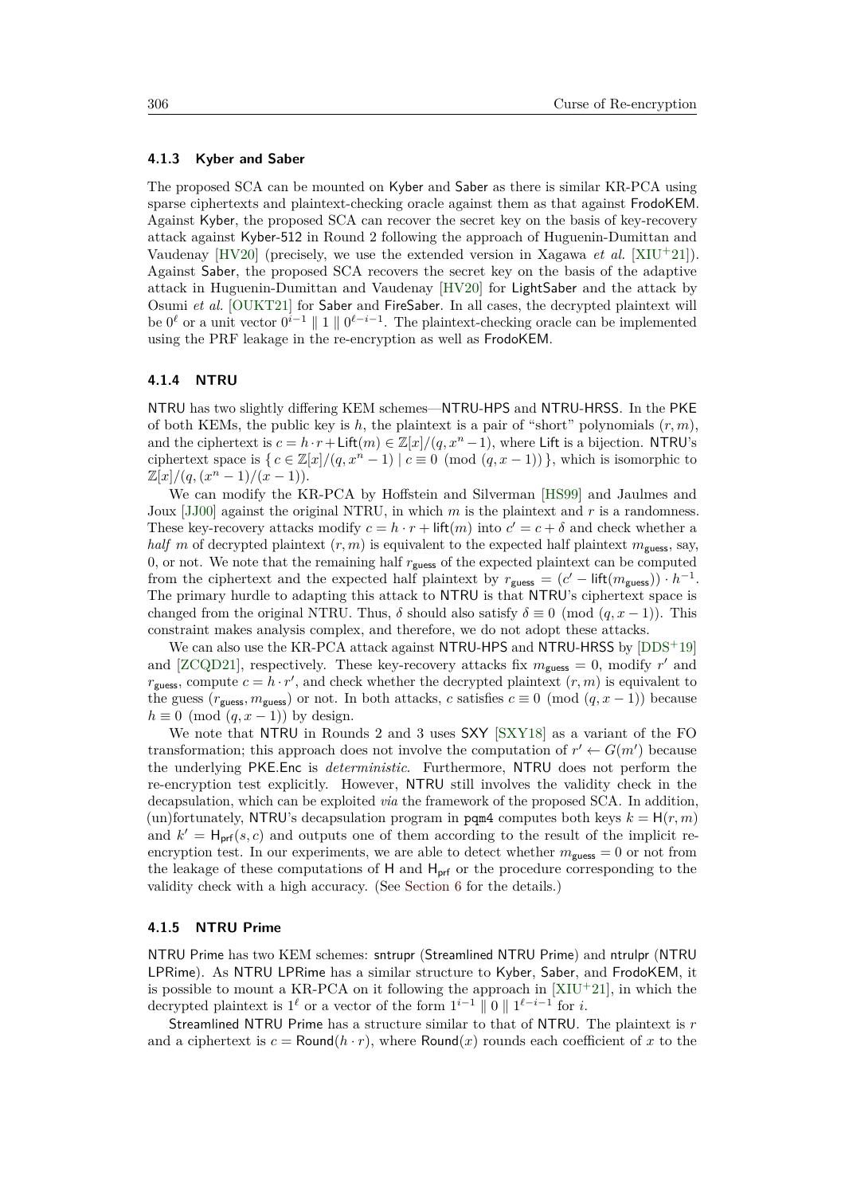#### 4.1.3 Kyber and Saber

The proposed SCA can be mounted on Kyber and Saber as there is similar KR-PCA using sparse ciphertexts and plaintext-checking oracle against them as that against FrodoKEM. Against Kyber, the proposed SCA can recover the secret key on the basis of key-recovery attack against Kyber-512 in Round 2 following the approach of Huguenin-Dumittan and Vaudenay [HV20] (precisely, we use the extended version in Xagawa *et al.* [XIU+21]). Against Saber, the proposed SCA recovers the secret key on the basis of the adaptive attack in Huguenin-Dumittan and Vaudenay [HV20] for LightSaber and the attack by Osumi *et al.* [OUKT21] for Saber and FireSaber. In all cases, the decrypted plaintext will be $0^\ell$ or a unit vector $0^{i-1} \parallel 1 \parallel 0^{\ell-i-1}$. The plaintext-checking oracle can be implemented using the PRF leakage in the re-encryption as well as FrodoKEM.

#### 4.1.4 NTRU

NTRU has two slightly differing KEM schemes—NTRU-HPS and NTRU-HRSS. In the PKE of both KEMs, the public key is $h$, the plaintext is a pair of "short" polynomials $(r, m)$, and the ciphertext is $c = h \cdot r + \mathsf{Lift}(m) \in \mathbb{Z}[x]/(q, x^n - 1)$, where Lift is a bijection. NTRU's ciphertext space is $\{ c \in \mathbb{Z}[x]/(q, x^n - 1) \mid c \equiv 0 \pmod{(q, x-1)} \}$, which is isomorphic to $\mathbb{Z}[x]/(q, (x^n - 1)/(x-1))$.

We can modify the KR-PCA by Hoffstein and Silverman [HS99] and Jaulmes and Joux [JJ00] against the original NTRU, in which $m$ is the plaintext and $r$ is a randomness. These key-recovery attacks modify $c = h \cdot r + \mathsf{lift}(m)$ into $c' = c + \delta$ and check whether a *half* $m$ of decrypted plaintext $(r, m)$ is equivalent to the expected half plaintext $m_{\mathsf{guess}}$, say, 0, or not. We note that the remaining half $r_{\mathsf{guess}}$ of the expected plaintext can be computed from the ciphertext and the expected half plaintext by $r_{\mathsf{guess}} = (c' - \mathsf{lift}(m_{\mathsf{guess}})) \cdot h^{-1}$. The primary hurdle to adapting this attack to NTRU is that NTRU's ciphertext space is changed from the original NTRU. Thus, $\delta$ should also satisfy $\delta \equiv 0 \pmod{(q, x-1)}$. This constraint makes analysis complex, and therefore, we do not adopt these attacks.

We can also use the KR-PCA attack against NTRU-HPS and NTRU-HRSS by [DDS+19] and [ZCQD21], respectively. These key-recovery attacks fix $m_{\mathsf{guess}} = 0$, modify $r'$ and $r_{\mathsf{guess}}$, compute $c = h \cdot r'$, and check whether the decrypted plaintext $(r, m)$ is equivalent to the guess $(r_{\mathsf{guess}}, m_{\mathsf{guess}})$ or not. In both attacks, $c$ satisfies $c \equiv 0 \pmod{(q, x-1)}$ because $h \equiv 0 \pmod{(q, x-1)}$ by design.

We note that NTRU in Rounds 2 and 3 uses SXY [SXY18] as a variant of the FO transformation; this approach does not involve the computation of $r' \leftarrow G(m')$ because the underlying PKE.Enc is *deterministic*. Furthermore, NTRU does not perform the re-encryption test explicitly. However, NTRU still involves the validity check in the decapsulation, which can be exploited *via* the framework of the proposed SCA. In addition, (un)fortunately, NTRU's decapsulation program in pqm4 computes both keys $k = \mathsf{H}(r, m)$ and $k' = \mathsf{H}_{\mathsf{prf}}(s, c)$ and outputs one of them according to the result of the implicit re-encryption test. In our experiments, we are able to detect whether $m_{\mathsf{guess}} = 0$ or not from the leakage of these computations of H and $\mathsf{H}_{\mathsf{prf}}$ or the procedure corresponding to the validity check with a high accuracy. (See Section 6 for the details.)

#### 4.1.5 NTRU Prime

NTRU Prime has two KEM schemes: sntrupr (Streamlined NTRU Prime) and ntrulpr (NTRU LPRime). As NTRU LPRime has a similar structure to Kyber, Saber, and FrodoKEM, it is possible to mount a KR-PCA on it following the approach in [XIU+21], in which the decrypted plaintext is $1^\ell$ or a vector of the form $1^{i-1} \parallel 0 \parallel 1^{\ell-i-1}$ for $i$.

Streamlined NTRU Prime has a structure similar to that of NTRU. The plaintext is $r$ and a ciphertext is $c = \mathsf{Round}(h \cdot r)$, where $\mathsf{Round}(x)$ rounds each coefficient of $x$ to the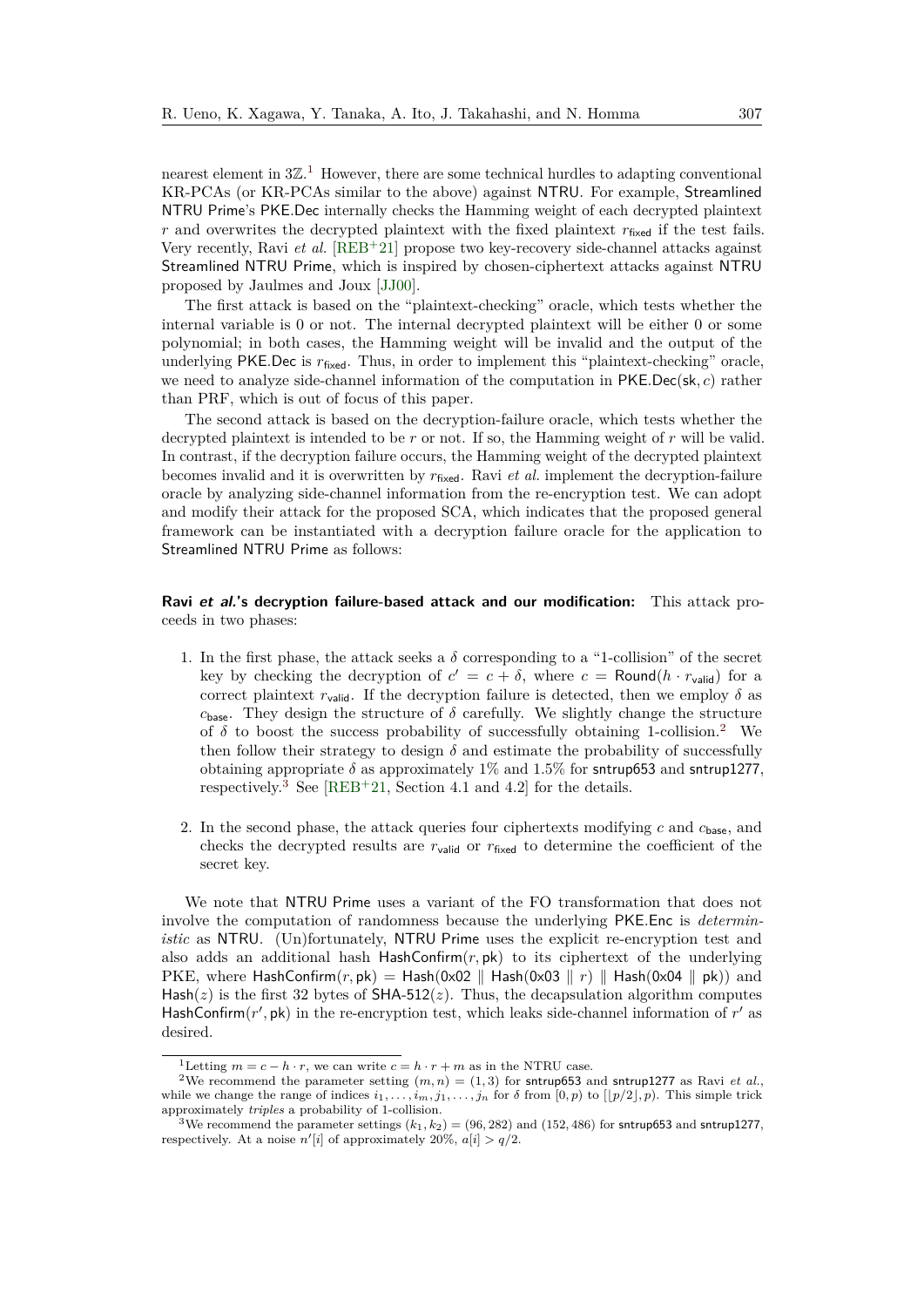nearest element in $3\mathbb{Z}$.[1] However, there are some technical hurdles to adapting conventional KR-PCAs (or KR-PCAs similar to the above) against NTRU. For example, Streamlined NTRU Prime's PKE.Dec internally checks the Hamming weight of each decrypted plaintext $r$ and overwrites the decrypted plaintext with the fixed plaintext $r_{\mathsf{fixed}}$ if the test fails. Very recently, Ravi *et al.* [REB+21] propose two key-recovery side-channel attacks against Streamlined NTRU Prime, which is inspired by chosen-ciphertext attacks against NTRU proposed by Jaulmes and Joux [JJ00].

The first attack is based on the "plaintext-checking" oracle, which tests whether the internal variable is 0 or not. The internal decrypted plaintext will be either 0 or some polynomial; in both cases, the Hamming weight will be invalid and the output of the underlying PKE.Dec is $r_{\mathsf{fixed}}$. Thus, in order to implement this "plaintext-checking" oracle, we need to analyze side-channel information of the computation in $\mathsf{PKE.Dec}(\mathsf{sk}, c)$ rather than PRF, which is out of focus of this paper.

The second attack is based on the decryption-failure oracle, which tests whether the decrypted plaintext is intended to be $r$ or not. If so, the Hamming weight of $r$ will be valid. In contrast, if the decryption failure occurs, the Hamming weight of the decrypted plaintext becomes invalid and it is overwritten by $r_{\mathsf{fixed}}$. Ravi *et al.* implement the decryption-failure oracle by analyzing side-channel information from the re-encryption test. We can adopt and modify their attack for the proposed SCA, which indicates that the proposed general framework can be instantiated with a decryption failure oracle for the application to Streamlined NTRU Prime as follows:

**Ravi *et al.*'s decryption failure-based attack and our modification:** This attack proceeds in two phases:

1. In the first phase, the attack seeks a $\delta$ corresponding to a "1-collision" of the secret key by checking the decryption of $c' = c + \delta$, where $c = \mathsf{Round}(h \cdot r_{\mathsf{valid}})$ for a correct plaintext $r_{\mathsf{valid}}$. If the decryption failure is detected, then we employ $\delta$ as $c_{\mathsf{base}}$. They design the structure of $\delta$ carefully. We slightly change the structure of $\delta$ to boost the success probability of successfully obtaining 1-collision.[2] We then follow their strategy to design $\delta$ and estimate the probability of successfully obtaining appropriate $\delta$ as approximately 1% and 1.5% for sntrup653 and sntrup1277, respectively.[3] See [REB+21, Section 4.1 and 4.2] for the details.

2. In the second phase, the attack queries four ciphertexts modifying $c$ and $c_{\mathsf{base}}$, and checks the decrypted results are $r_{\mathsf{valid}}$ or $r_{\mathsf{fixed}}$ to determine the coefficient of the secret key.

We note that NTRU Prime uses a variant of the FO transformation that does not involve the computation of randomness because the underlying PKE.Enc is *deterministic* as NTRU. (Un)fortunately, NTRU Prime uses the explicit re-encryption test and also adds an additional hash $\mathsf{HashConfirm}(r, \mathsf{pk})$ to its ciphertext of the underlying PKE, where $\mathsf{HashConfirm}(r, \mathsf{pk}) = \mathsf{Hash}(\mathsf{0x02} \parallel \mathsf{Hash}(\mathsf{0x03} \parallel r) \parallel \mathsf{Hash}(\mathsf{0x04} \parallel \mathsf{pk}))$ and $\mathsf{Hash}(z)$ is the first 32 bytes of $\mathsf{SHA\text{-}512}(z)$. Thus, the decapsulation algorithm computes $\mathsf{HashConfirm}(r', \mathsf{pk})$ in the re-encryption test, which leaks side-channel information of $r'$ as desired.

[1] Letting $m = c - h \cdot r$, we can write $c = h \cdot r + m$ as in the NTRU case.

[2] We recommend the parameter setting $(m, n) = (1, 3)$ for sntrup653 and sntrup1277 as Ravi *et al.*, while we change the range of indices $i_1, \ldots, i_m, j_1, \ldots, j_n$ for $\delta$ from $[0, p)$ to $[\lfloor p/2 \rfloor, p)$. This simple trick approximately *triples* a probability of 1-collision.

[3] We recommend the parameter settings $(k_1, k_2) = (96, 282)$ and $(152, 486)$ for sntrup653 and sntrup1277, respectively. At a noise $n'[i]$ of approximately 20%, $a[i] > q/2$.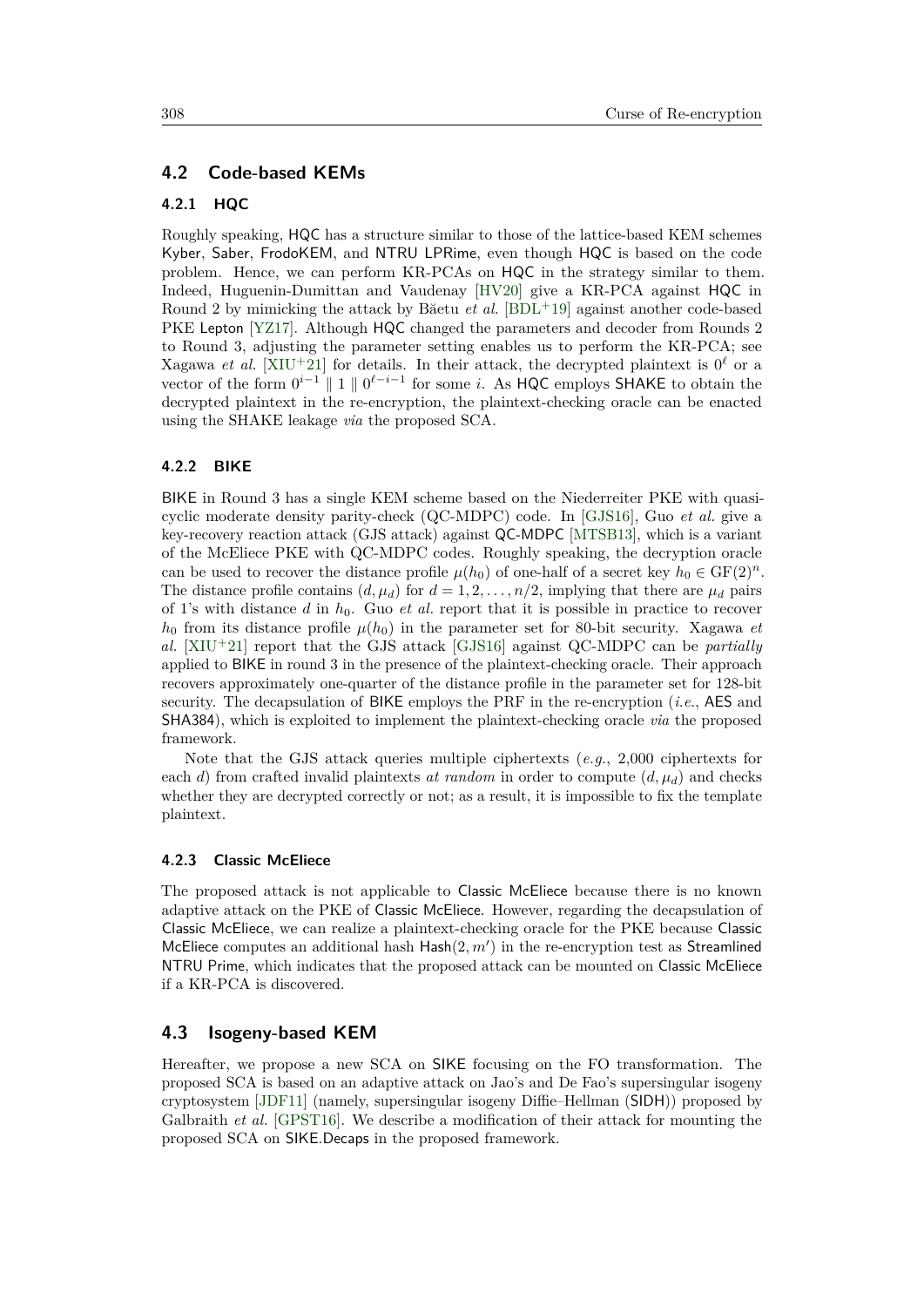## 4.2 Code-based KEMs

### 4.2.1 HQC

Roughly speaking, HQC has a structure similar to those of the lattice-based KEM schemes Kyber, Saber, FrodoKEM, and NTRU LPRime, even though HQC is based on the code problem. Hence, we can perform KR-PCAs on HQC in the strategy similar to them. Indeed, Huguenin-Dumittan and Vaudenay [HV20] give a KR-PCA against HQC in Round 2 by mimicking the attack by Băetu *et al.* [BDL+19] against another code-based PKE Lepton [YZ17]. Although HQC changed the parameters and decoder from Rounds 2 to Round 3, adjusting the parameter setting enables us to perform the KR-PCA; see Xagawa *et al.* [XIU+21] for details. In their attack, the decrypted plaintext is $0^\ell$ or a vector of the form $0^{i-1} \parallel 1 \parallel 0^{\ell-i-1}$ for some $i$. As HQC employs SHAKE to obtain the decrypted plaintext in the re-encryption, the plaintext-checking oracle can be enacted using the SHAKE leakage *via* the proposed SCA.

### 4.2.2 BIKE

BIKE in Round 3 has a single KEM scheme based on the Niederreiter PKE with quasi-cyclic moderate density parity-check (QC-MDPC) code. In [GJS16], Guo *et al.* give a key-recovery reaction attack (GJS attack) against QC-MDPC [MTSB13], which is a variant of the McEliece PKE with QC-MDPC codes. Roughly speaking, the decryption oracle can be used to recover the distance profile $\mu(h_0)$ of one-half of a secret key $h_0 \in \mathrm{GF}(2)^n$. The distance profile contains $(d, \mu_d)$ for $d = 1, 2, \ldots, n/2$, implying that there are $\mu_d$ pairs of 1's with distance $d$ in $h_0$. Guo *et al.* report that it is possible in practice to recover $h_0$ from its distance profile $\mu(h_0)$ in the parameter set for 80-bit security. Xagawa *et al.* [XIU+21] report that the GJS attack [GJS16] against QC-MDPC can be *partially* applied to BIKE in round 3 in the presence of the plaintext-checking oracle. Their approach recovers approximately one-quarter of the distance profile in the parameter set for 128-bit security. The decapsulation of BIKE employs the PRF in the re-encryption (*i.e.*, AES and SHA384), which is exploited to implement the plaintext-checking oracle *via* the proposed framework.

Note that the GJS attack queries multiple ciphertexts (*e.g.*, 2,000 ciphertexts for each $d$) from crafted invalid plaintexts *at random* in order to compute $(d, \mu_d)$ and checks whether they are decrypted correctly or not; as a result, it is impossible to fix the template plaintext.

### 4.2.3 Classic McEliece

The proposed attack is not applicable to Classic McEliece because there is no known adaptive attack on the PKE of Classic McEliece. However, regarding the decapsulation of Classic McEliece, we can realize a plaintext-checking oracle for the PKE because Classic McEliece computes an additional hash $\mathsf{Hash}(2, m')$ in the re-encryption test as Streamlined NTRU Prime, which indicates that the proposed attack can be mounted on Classic McEliece if a KR-PCA is discovered.

## 4.3 Isogeny-based KEM

Hereafter, we propose a new SCA on SIKE focusing on the FO transformation. The proposed SCA is based on an adaptive attack on Jao's and De Fao's supersingular isogeny cryptosystem [JDF11] (namely, supersingular isogeny Diffie–Hellman (SIDH)) proposed by Galbraith *et al.* [GPST16]. We describe a modification of their attack for mounting the proposed SCA on SIKE.Decaps in the proposed framework.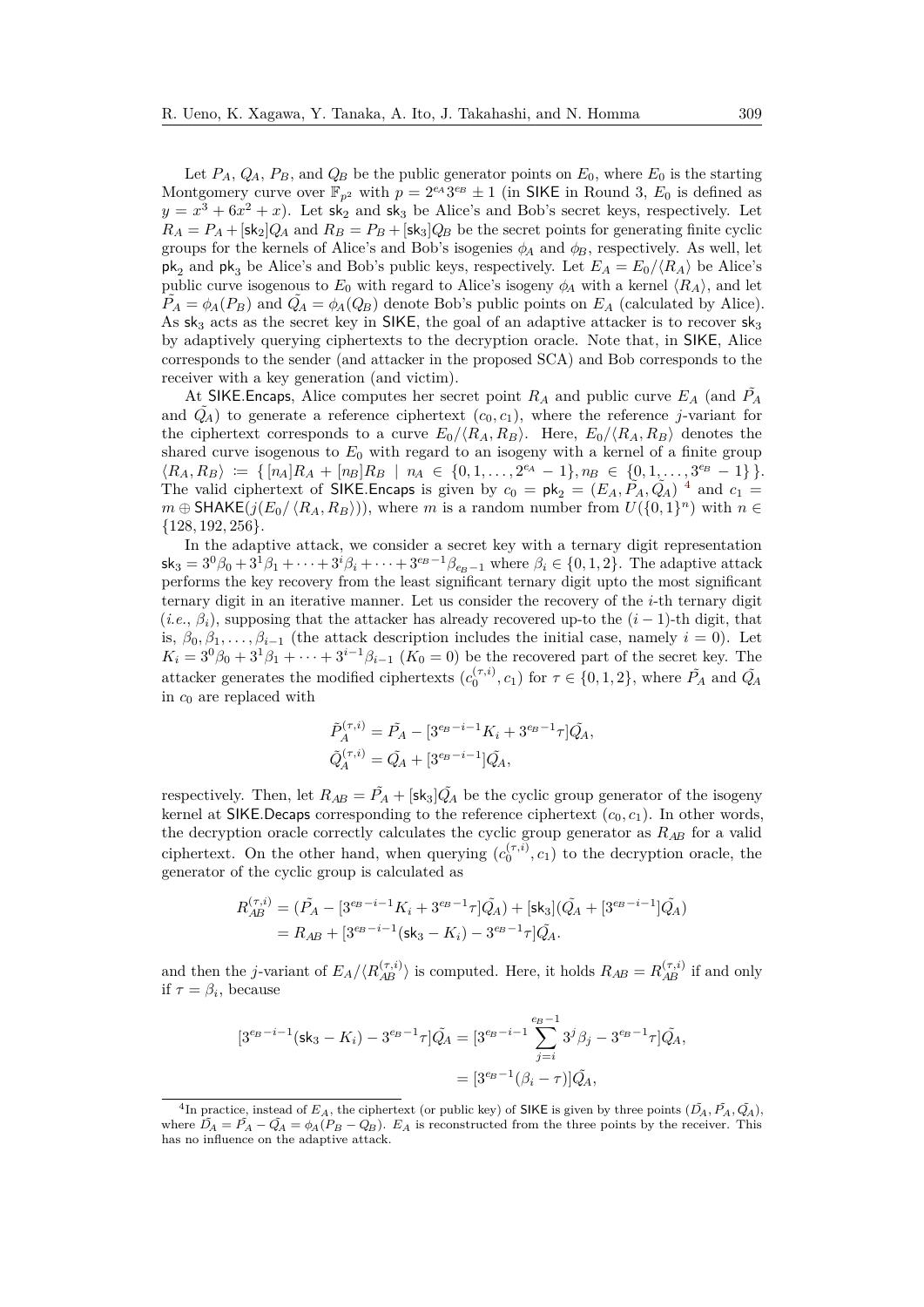Let $P_A$, $Q_A$, $P_B$, and $Q_B$ be the public generator points on $E_0$, where $E_0$ is the starting Montgomery curve over $\mathbb{F}_{p^2}$ with $p = 2^{e_A}3^{e_B} \pm 1$ (in SIKE in Round 3, $E_0$ is defined as $y = x^3 + 6x^2 + x$). Let $\mathsf{sk}_2$ and $\mathsf{sk}_3$ be Alice's and Bob's secret keys, respectively. Let $R_A = P_A + [\mathsf{sk}_2]Q_A$ and $R_B = P_B + [\mathsf{sk}_3]Q_B$ be the secret points for generating finite cyclic groups for the kernels of Alice's and Bob's isogenies $\phi_A$ and $\phi_B$, respectively. As well, let $\mathsf{pk}_2$ and $\mathsf{pk}_3$ be Alice's and Bob's public keys, respectively. Let $E_A = E_0/\langle R_A \rangle$ be Alice's public curve isogenous to $E_0$ with regard to Alice's isogeny $\phi_A$ with a kernel $\langle R_A \rangle$, and let $\tilde{P_A} = \phi_A(P_B)$ and $\tilde{Q_A} = \phi_A(Q_B)$ denote Bob's public points on $E_A$ (calculated by Alice). As $\mathsf{sk}_3$ acts as the secret key in SIKE, the goal of an adaptive attacker is to recover $\mathsf{sk}_3$ by adaptively querying ciphertexts to the decryption oracle. Note that, in SIKE, Alice corresponds to the sender (and attacker in the proposed SCA) and Bob corresponds to the receiver with a key generation (and victim).

At SIKE.Encaps, Alice computes her secret point $R_A$ and public curve $E_A$ (and $\tilde{P_A}$ and $\tilde{Q_A}$) to generate a reference ciphertext $(c_0, c_1)$, where the reference $j$-variant for the ciphertext corresponds to a curve $E_0/\langle R_A, R_B \rangle$. Here, $E_0/\langle R_A, R_B \rangle$ denotes the shared curve isogenous to $E_0$ with regard to an isogeny with a kernel of a finite group $\langle R_A, R_B \rangle \coloneqq \{ [n_A]R_A + [n_B]R_B \mid n_A \in \{0, 1, \dots, 2^{e_A} - 1\}, n_B \in \{0, 1, \dots, 3^{e_B} - 1\} \}$. The valid ciphertext of SIKE.Encaps is given by $c_0 = \mathsf{pk}_2 = (E_A, \tilde{P_A}, \tilde{Q_A})$ [4] and $c_1 = m \oplus \mathsf{SHAKE}(j(E_0/\langle R_A, R_B \rangle))$, where $m$ is a random number from $U(\{0,1\}^n)$ with $n \in \{128, 192, 256\}$.

In the adaptive attack, we consider a secret key with a ternary digit representation $\mathsf{sk}_3 = 3^0\beta_0 + 3^1\beta_1 + \cdots + 3^i\beta_i + \cdots + 3^{e_B-1}\beta_{e_B-1}$ where $\beta_i \in \{0, 1, 2\}$. The adaptive attack performs the key recovery from the least significant ternary digit upto the most significant ternary digit in an iterative manner. Let us consider the recovery of the $i$-th ternary digit (*i.e.*, $\beta_i$), supposing that the attacker has already recovered up-to the $(i-1)$-th digit, that is, $\beta_0, \beta_1, \dots, \beta_{i-1}$ (the attack description includes the initial case, namely $i = 0$). Let $K_i = 3^0\beta_0 + 3^1\beta_1 + \cdots + 3^{i-1}\beta_{i-1}$ ($K_0 = 0$) be the recovered part of the secret key. The attacker generates the modified ciphertexts $(c_0^{(\tau,i)}, c_1)$ for $\tau \in \{0, 1, 2\}$, where $\tilde{P_A}$ and $\tilde{Q_A}$ in $c_0$ are replaced with

$$
\begin{aligned}
\tilde{P}_A^{(\tau,i)} &= \tilde{P_A} - [3^{e_B-i-1}K_i + 3^{e_B-1}\tau]\tilde{Q_A}, \\
\tilde{Q}_A^{(\tau,i)} &= \tilde{Q_A} + [3^{e_B-i-1}]\tilde{Q_A},
\end{aligned}
$$

respectively. Then, let $R_{AB} = \tilde{P_A} + [\mathsf{sk}_3]\tilde{Q_A}$ be the cyclic group generator of the isogeny kernel at SIKE.Decaps corresponding to the reference ciphertext $(c_0, c_1)$. In other words, the decryption oracle correctly calculates the cyclic group generator as $R_{AB}$ for a valid ciphertext. On the other hand, when querying $(c_0^{(\tau,i)}, c_1)$ to the decryption oracle, the generator of the cyclic group is calculated as

$$
\begin{aligned}
R_{AB}^{(\tau,i)} &= (\tilde{P_A} - [3^{e_B-i-1}K_i + 3^{e_B-1}\tau]\tilde{Q_A}) + [\mathsf{sk}_3](\tilde{Q_A} + [3^{e_B-i-1}]\tilde{Q_A}) \\
&= R_{AB} + [3^{e_B-i-1}(\mathsf{sk}_3 - K_i) - 3^{e_B-1}\tau]\tilde{Q_A}.
\end{aligned}
$$

and then the $j$-variant of $E_A/\langle R_{AB}^{(\tau,i)} \rangle$ is computed. Here, it holds $R_{AB} = R_{AB}^{(\tau,i)}$ if and only if $\tau = \beta_i$, because

$$
\begin{aligned}
[3^{e_B-i-1}(\mathsf{sk}_3 - K_i) - 3^{e_B-1}\tau]\tilde{Q_A} &= [3^{e_B-i-1}\sum_{j=i}^{e_B-1} 3^j\beta_j - 3^{e_B-1}\tau]\tilde{Q_A}, \\
&= [3^{e_B-1}(\beta_i - \tau)]\tilde{Q_A},
\end{aligned}
$$

[4] In practice, instead of $E_A$, the ciphertext (or public key) of SIKE is given by three points $(\tilde{D_A}, \tilde{P_A}, \tilde{Q_A})$, where $\tilde{D_A} = \tilde{P_A} - \tilde{Q_A} = \phi_A(P_B - Q_B)$. $E_A$ is reconstructed from the three points by the receiver. This has no influence on the adaptive attack.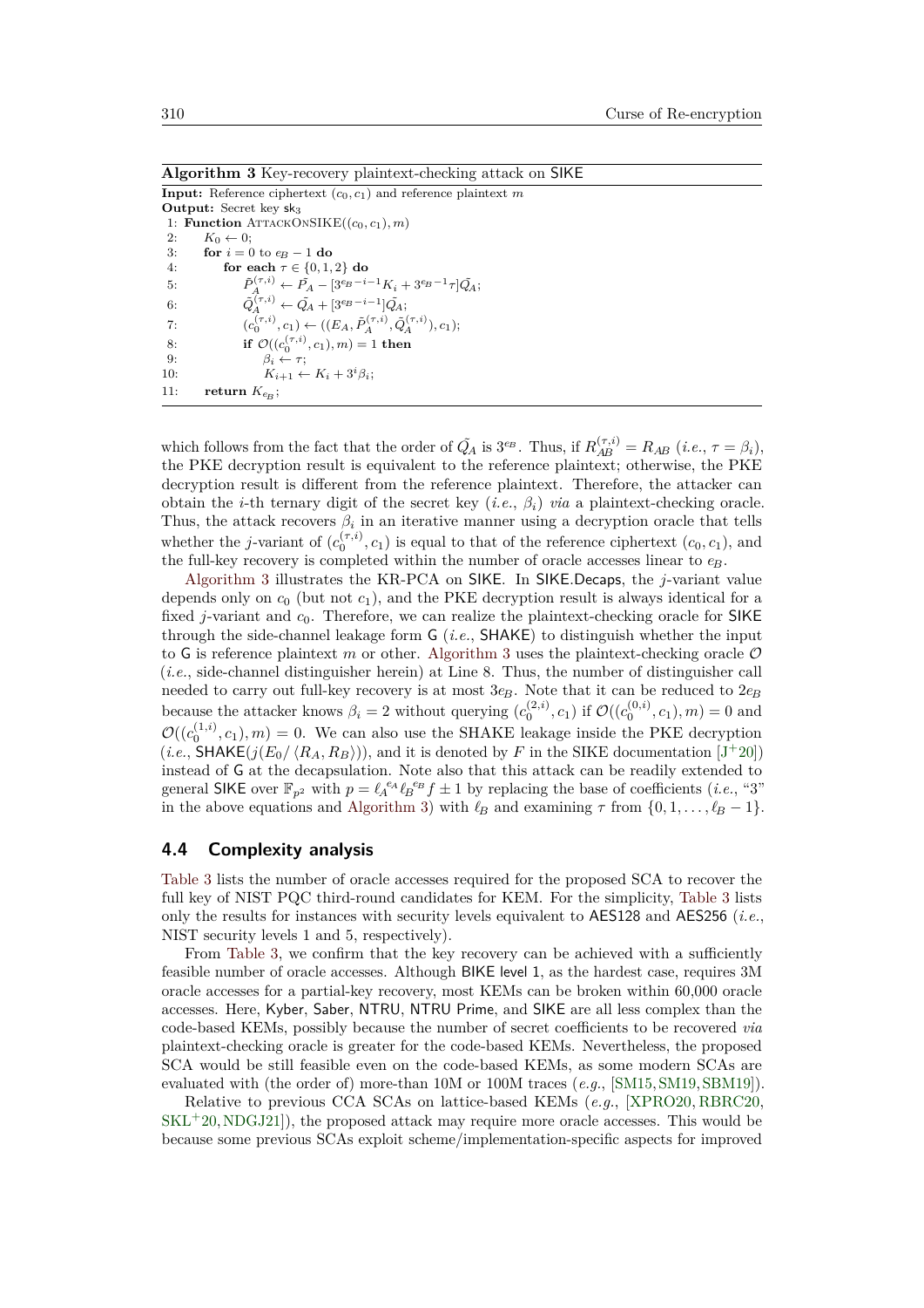**Algorithm 3** Key-recovery plaintext-checking attack on SIKE

**Input:** Reference ciphertext $(c_0, c_1)$ and reference plaintext $m$
**Output:** Secret key $\mathsf{sk}_3$

```
1: Function AttackOnSIKE((c_0, c_1), m)
2:     K_0 ← 0;
3:     for i = 0 to e_B − 1 do
4:         for each τ ∈ {0, 1, 2} do
5:             P̃_A^(τ,i) ← P̃_A − [3^(e_B−i−1) K_i + 3^(e_B−1) τ] Q̃_A;
6:             Q̃_A^(τ,i) ← Q̃_A + [3^(e_B−i−1)] Q̃_A;
7:             (c_0^(τ,i), c_1) ← ((E_A, P̃_A^(τ,i), Q̃_A^(τ,i)), c_1);
8:             if O((c_0^(τ,i), c_1), m) = 1 then
9:                 β_i ← τ;
10:                K_{i+1} ← K_i + 3^i β_i;
11:    return K_{e_B};
```

which follows from the fact that the order of $\tilde{Q_A}$ is $3^{e_B}$. Thus, if $R_{AB}^{(\tau,i)} = R_{AB}$ (*i.e.*, $\tau = \beta_i$), the PKE decryption result is equivalent to the reference plaintext; otherwise, the PKE decryption result is different from the reference plaintext. Therefore, the attacker can obtain the $i$-th ternary digit of the secret key (*i.e.*, $\beta_i$) *via* a plaintext-checking oracle. Thus, the attack recovers $\beta_i$ in an iterative manner using a decryption oracle that tells whether the $j$-variant of $(c_0^{(\tau,i)}, c_1)$ is equal to that of the reference ciphertext $(c_0, c_1)$, and the full-key recovery is completed within the number of oracle accesses linear to $e_B$.

Algorithm 3 illustrates the KR-PCA on SIKE. In SIKE.Decaps, the $j$-variant value depends only on $c_0$ (but not $c_1$), and the PKE decryption result is always identical for a fixed $j$-variant and $c_0$. Therefore, we can realize the plaintext-checking oracle for SIKE through the side-channel leakage form G (*i.e.*, SHAKE) to distinguish whether the input to G is reference plaintext $m$ or other. Algorithm 3 uses the plaintext-checking oracle $\mathcal{O}$ (*i.e.*, side-channel distinguisher herein) at Line 8. Thus, the number of distinguisher call needed to carry out full-key recovery is at most $3e_B$. Note that it can be reduced to $2e_B$ because the attacker knows $\beta_i = 2$ without querying $(c_0^{(2,i)}, c_1)$ if $\mathcal{O}((c_0^{(0,i)}, c_1), m) = 0$ and $\mathcal{O}((c_0^{(1,i)}, c_1), m) = 0$. We can also use the SHAKE leakage inside the PKE decryption (*i.e.*, $\mathsf{SHAKE}(j(E_0/\langle R_A, R_B\rangle))$, and it is denoted by $F$ in the SIKE documentation [J+20]) instead of G at the decapsulation. Note also that this attack can be readily extended to general SIKE over $\mathbb{F}_{p^2}$ with $p = \ell_A^{e_A}\ell_B^{e_B}f \pm 1$ by replacing the base of coefficients (*i.e.*, "3" in the above equations and Algorithm 3) with $\ell_B$ and examining $\tau$ from $\{0, 1, \ldots, \ell_B - 1\}$.

### 4.4 Complexity analysis

Table 3 lists the number of oracle accesses required for the proposed SCA to recover the full key of NIST PQC third-round candidates for KEM. For the simplicity, Table 3 lists only the results for instances with security levels equivalent to AES128 and AES256 (*i.e.*, NIST security levels 1 and 5, respectively).

From Table 3, we confirm that the key recovery can be achieved with a sufficiently feasible number of oracle accesses. Although BIKE level 1, as the hardest case, requires 3M oracle accesses for a partial-key recovery, most KEMs can be broken within 60,000 oracle accesses. Here, Kyber, Saber, NTRU, NTRU Prime, and SIKE are all less complex than the code-based KEMs, possibly because the number of secret coefficients to be recovered *via* plaintext-checking oracle is greater for the code-based KEMs. Nevertheless, the proposed SCA would be still feasible even on the code-based KEMs, as some modern SCAs are evaluated with (the order of) more-than 10M or 100M traces (*e.g.*, [SM15, SM19, SBM19]).

Relative to previous CCA SCAs on lattice-based KEMs (*e.g.*, [XPRO20, RBRC20, SKL+20, NDGJ21]), the proposed attack may require more oracle accesses. This would be because some previous SCAs exploit scheme/implementation-specific aspects for improved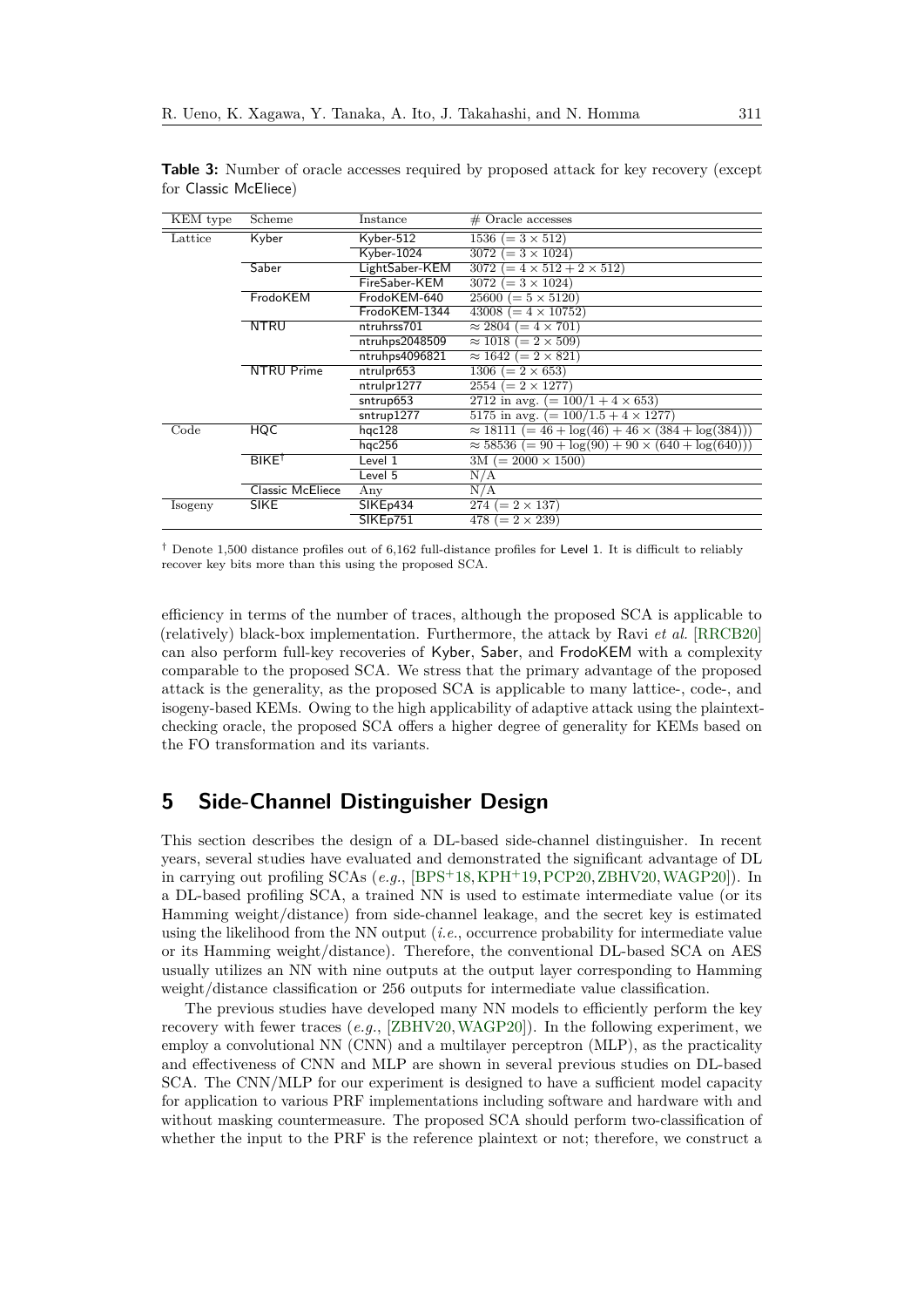**Table 3:** Number of oracle accesses required by proposed attack for key recovery (except for Classic McEliece)

| KEM type | Scheme | Instance | # Oracle accesses |
|---|---|---|---|
| Lattice | Kyber | Kyber-512 | $1536\ (= 3 \times 512)$ |
| | | Kyber-1024 | $3072\ (= 3 \times 1024)$ |
| | Saber | LightSaber-KEM | $3072\ (= 4 \times 512 + 2 \times 512)$ |
| | | FireSaber-KEM | $3072\ (= 3 \times 1024)$ |
| | FrodoKEM | FrodoKEM-640 | $25600\ (= 5 \times 5120)$ |
| | | FrodoKEM-1344 | $43008\ (= 4 \times 10752)$ |
| | NTRU | ntruhrss701 | $\approx 2804\ (= 4 \times 701)$ |
| | | ntruhps2048509 | $\approx 1018\ (= 2 \times 509)$ |
| | | ntruhps4096821 | $\approx 1642\ (= 2 \times 821)$ |
| | NTRU Prime | ntrulpr653 | $1306\ (= 2 \times 653)$ |
| | | ntrulpr1277 | $2554\ (= 2 \times 1277)$ |
| | | sntrup653 | $2712$ in avg. $(= 100/1 + 4 \times 653)$ |
| | | sntrup1277 | $5175$ in avg. $(= 100/1.5 + 4 \times 1277)$ |
| Code | HQC | hqc128 | $\approx 18111\ (= 46 + \log(46) + 46 \times (384 + \log(384)))$ |
| | | hqc256 | $\approx 58536\ (= 90 + \log(90) + 90 \times (640 + \log(640)))$ |
| | BIKE[†] | Level 1 | 3M $(= 2000 \times 1500)$ |
| | | Level 5 | N/A |
| | Classic McEliece | Any | N/A |
| Isogeny | SIKE | SIKEp434 | $274\ (= 2 \times 137)$ |
| | | SIKEp751 | $478\ (= 2 \times 239)$ |

[†] Denote 1,500 distance profiles out of 6,162 full-distance profiles for Level 1. It is difficult to reliably recover key bits more than this using the proposed SCA.

efficiency in terms of the number of traces, although the proposed SCA is applicable to (relatively) black-box implementation. Furthermore, the attack by Ravi *et al.* [RRCB20] can also perform full-key recoveries of Kyber, Saber, and FrodoKEM with a complexity comparable to the proposed SCA. We stress that the primary advantage of the proposed attack is the generality, as the proposed SCA is applicable to many lattice-, code-, and isogeny-based KEMs. Owing to the high applicability of adaptive attack using the plaintext-checking oracle, the proposed SCA offers a higher degree of generality for KEMs based on the FO transformation and its variants.

## 5 Side-Channel Distinguisher Design

This section describes the design of a DL-based side-channel distinguisher. In recent years, several studies have evaluated and demonstrated the significant advantage of DL in carrying out profiling SCAs (*e.g.*, [BPS+18, KPH+19, PCP20, ZBHV20, WAGP20]). In a DL-based profiling SCA, a trained NN is used to estimate intermediate value (or its Hamming weight/distance) from side-channel leakage, and the secret key is estimated using the likelihood from the NN output (*i.e.*, occurrence probability for intermediate value or its Hamming weight/distance). Therefore, the conventional DL-based SCA on AES usually utilizes an NN with nine outputs at the output layer corresponding to Hamming weight/distance classification or 256 outputs for intermediate value classification.

The previous studies have developed many NN models to efficiently perform the key recovery with fewer traces (*e.g.*, [ZBHV20, WAGP20]). In the following experiment, we employ a convolutional NN (CNN) and a multilayer perceptron (MLP), as the practicality and effectiveness of CNN and MLP are shown in several previous studies on DL-based SCA. The CNN/MLP for our experiment is designed to have a sufficient model capacity for application to various PRF implementations including software and hardware with and without masking countermeasure. The proposed SCA should perform two-classification of whether the input to the PRF is the reference plaintext or not; therefore, we construct a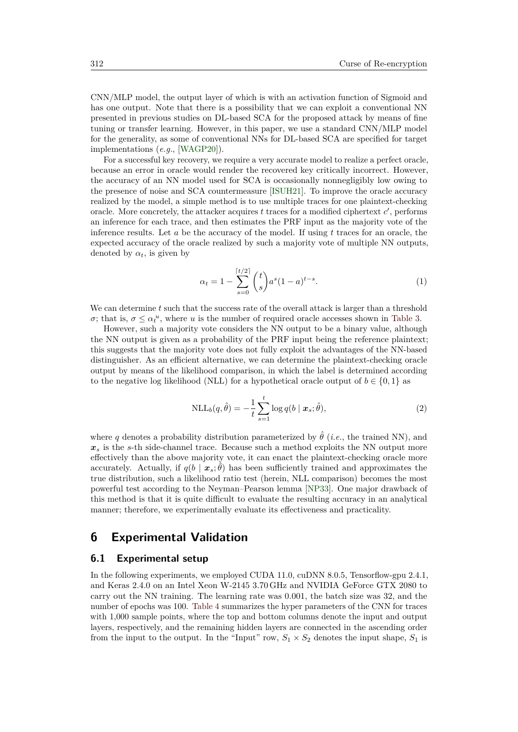CNN/MLP model, the output layer of which is with an activation function of Sigmoid and has one output. Note that there is a possibility that we can exploit a conventional NN presented in previous studies on DL-based SCA for the proposed attack by means of fine tuning or transfer learning. However, in this paper, we use a standard CNN/MLP model for the generality, as some of conventional NNs for DL-based SCA are specified for target implementations (*e.g.*, [WAGP20]).

For a successful key recovery, we require a very accurate model to realize a perfect oracle, because an error in oracle would render the recovered key critically incorrect. However, the accuracy of an NN model used for SCA is occasionally nonnegligibly low owing to the presence of noise and SCA countermeasure [ISUH21]. To improve the oracle accuracy realized by the model, a simple method is to use multiple traces for one plaintext-checking oracle. More concretely, the attacker acquires $t$ traces for a modified ciphertext $c'$, performs an inference for each trace, and then estimates the PRF input as the majority vote of the inference results. Let $a$ be the accuracy of the model. If using $t$ traces for an oracle, the expected accuracy of the oracle realized by such a majority vote of multiple NN outputs, denoted by $\alpha_t$, is given by

$$\alpha_t = 1 - \sum_{s=0}^{\lceil t/2 \rceil} \binom{t}{s} a^s (1-a)^{t-s}. \tag{1}$$

We can determine $t$ such that the success rate of the overall attack is larger than a threshold $\sigma$; that is, $\sigma \leq {\alpha_t}^u$, where $u$ is the number of required oracle accesses shown in Table 3.

However, such a majority vote considers the NN output to be a binary value, although the NN output is given as a probability of the PRF input being the reference plaintext; this suggests that the majority vote does not fully exploit the advantages of the NN-based distinguisher. As an efficient alternative, we can determine the plaintext-checking oracle output by means of the likelihood comparison, in which the label is determined according to the negative log likelihood (NLL) for a hypothetical oracle output of $b \in \{0, 1\}$ as

$$\mathrm{NLL}_b(q, \hat{\theta}) = -\frac{1}{t} \sum_{s=1}^{t} \log q(b \mid \boldsymbol{x}_s; \hat{\theta}), \tag{2}$$

where $q$ denotes a probability distribution parameterized by $\hat{\theta}$ (*i.e.*, the trained NN), and $\boldsymbol{x}_s$ is the $s$-th side-channel trace. Because such a method exploits the NN output more effectively than the above majority vote, it can enact the plaintext-checking oracle more accurately. Actually, if $q(b \mid \boldsymbol{x}_s; \hat{\theta})$ has been sufficiently trained and approximates the true distribution, such a likelihood ratio test (herein, NLL comparison) becomes the most powerful test according to the Neyman–Pearson lemma [NP33]. One major drawback of this method is that it is quite difficult to evaluate the resulting accuracy in an analytical manner; therefore, we experimentally evaluate its effectiveness and practicality.

## 6 Experimental Validation

### 6.1 Experimental setup

In the following experiments, we employed CUDA 11.0, cuDNN 8.0.5, Tensorflow-gpu 2.4.1, and Keras 2.4.0 on an Intel Xeon W-2145 3.70 GHz and NVIDIA GeForce GTX 2080 to carry out the NN training. The learning rate was 0.001, the batch size was 32, and the number of epochs was 100. Table 4 summarizes the hyper parameters of the CNN for traces with 1,000 sample points, where the top and bottom columns denote the input and output layers, respectively, and the remaining hidden layers are connected in the ascending order from the input to the output. In the "Input" row, $S_1 \times S_2$ denotes the input shape, $S_1$ is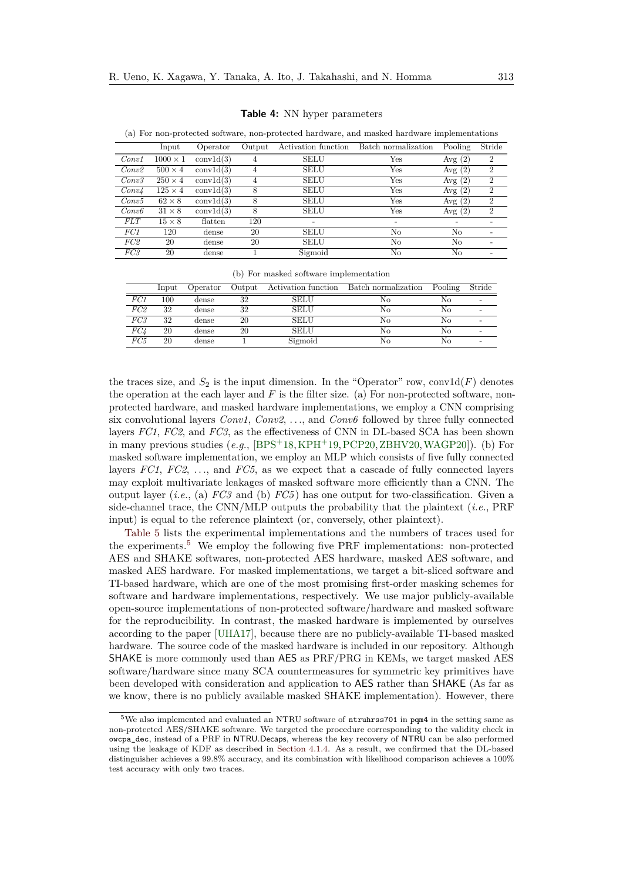**Table 4:** NN hyper parameters

(a) For non-protected software, non-protected hardware, and masked hardware implementations

| | Input | Operator | Output | Activation function | Batch normalization | Pooling | Stride |
|---|---|---|---|---|---|---|---|
| *Conv1* | $1000 \times 1$ | conv1d(3) | 4 | SELU | Yes | Avg (2) | 2 |
| *Conv2* | $500 \times 4$ | conv1d(3) | 4 | SELU | Yes | Avg (2) | 2 |
| *Conv3* | $250 \times 4$ | conv1d(3) | 4 | SELU | Yes | Avg (2) | 2 |
| *Conv4* | $125 \times 4$ | conv1d(3) | 8 | SELU | Yes | Avg (2) | 2 |
| *Conv5* | $62 \times 8$ | conv1d(3) | 8 | SELU | Yes | Avg (2) | 2 |
| *Conv6* | $31 \times 8$ | conv1d(3) | 8 | SELU | Yes | Avg (2) | 2 |
| *FLT* | $15 \times 8$ | flatten | 120 | - | - | - | - |
| *FC1* | 120 | dense | 20 | SELU | No | No | - |
| *FC2* | 20 | dense | 20 | SELU | No | No | - |
| *FC3* | 20 | dense | 1 | Sigmoid | No | No | - |

(b) For masked software implementation

| | Input | Operator | Output | Activation function | Batch normalization | Pooling | Stride |
|---|---|---|---|---|---|---|---|
| *FC1* | 100 | dense | 32 | SELU | No | No | - |
| *FC2* | 32 | dense | 32 | SELU | No | No | - |
| *FC3* | 32 | dense | 20 | SELU | No | No | - |
| *FC4* | 20 | dense | 20 | SELU | No | No | - |
| *FC5* | 20 | dense | 1 | Sigmoid | No | No | - |

the traces size, and $S_2$ is the input dimension. In the "Operator" row, conv1d($F$) denotes the operation at the each layer and $F$ is the filter size. (a) For non-protected software, non-protected hardware, and masked hardware implementations, we employ a CNN comprising six convolutional layers *Conv1*, *Conv2*, ..., and *Conv6* followed by three fully connected layers *FC1*, *FC2*, and *FC3*, as the effectiveness of CNN in DL-based SCA has been shown in many previous studies (*e.g.*, [BPS+18, KPH+19, PCP20, ZBHV20, WAGP20]). (b) For masked software implementation, we employ an MLP which consists of five fully connected layers *FC1*, *FC2*, ..., and *FC5*, as we expect that a cascade of fully connected layers may exploit multivariate leakages of masked software more efficiently than a CNN. The output layer (*i.e.*, (a) *FC3* and (b) *FC5*) has one output for two-classification. Given a side-channel trace, the CNN/MLP outputs the probability that the plaintext (*i.e.*, PRF input) is equal to the reference plaintext (or, conversely, other plaintext).

Table 5 lists the experimental implementations and the numbers of traces used for the experiments.[5] We employ the following five PRF implementations: non-protected AES and SHAKE softwares, non-protected AES hardware, masked AES software, and masked AES hardware. For masked implementations, we target a bit-sliced software and TI-based hardware, which are one of the most promising first-order masking schemes for software and hardware implementations, respectively. We use major publicly-available open-source implementations of non-protected software/hardware and masked software for the reproducibility. In contrast, the masked hardware is implemented by ourselves according to the paper [UHA17], because there are no publicly-available TI-based masked hardware. The source code of the masked hardware is included in our repository. Although SHAKE is more commonly used than AES as PRF/PRG in KEMs, we target masked AES software/hardware since many SCA countermeasures for symmetric key primitives have been developed with consideration and application to AES rather than SHAKE (As far as we know, there is no publicly available masked SHAKE implementation). However, there

[5] We also implemented and evaluated an NTRU software of `ntruhrss701` in `pqm4` in the setting same as non-protected AES/SHAKE software. We targeted the procedure corresponding to the validity check in `owcpa_dec`, instead of a PRF in NTRU.Decaps, whereas the key recovery of NTRU can be also performed using the leakage of KDF as described in Section 4.1.4. As a result, we confirmed that the DL-based distinguisher achieves a 99.8% accuracy, and its combination with likelihood comparison achieves a 100% test accuracy with only two traces.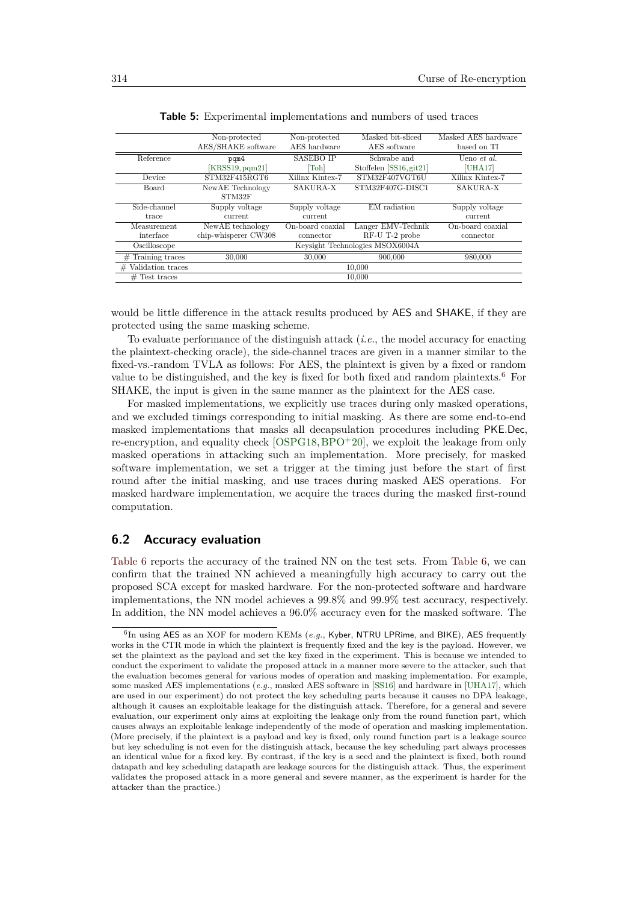**Table 5:** Experimental implementations and numbers of used traces

| | Non-protected AES/SHAKE software | Non-protected AES hardware | Masked bit-sliced AES software | Masked AES hardware based on TI |
|---|---|---|---|---|
| Reference | pqm4 [KRSS19, pqm21] | SASEBO IP [Toh] | Schwabe and Stoffelen [SS16, git21] | Ueno *et al.* [UHA17] |
| Device | STM32F415RGT6 | Xilinx Kintex-7 | STM32F407VGT6U | Xilinx Kintex-7 |
| Board | NewAE Technology STM32F | SAKURA-X | STM32F407G-DISC1 | SAKURA-X |
| Side-channel trace | Supply voltage current | Supply voltage current | EM radiation | Supply voltage current |
| Measurement interface | NewAE technology chip-whisperer CW308 | On-board coaxial connector | Langer EMV-Technik RF-U T-2 probe | On-board coaxial connector |
| Oscilloscope | Keysight Technologies MSOX6004A | | | |
| # Training traces | 30,000 | 30,000 | 900,000 | 980,000 |
| # Validation traces | 10,000 | | | |
| # Test traces | 10,000 | | | |

would be little difference in the attack results produced by AES and SHAKE, if they are protected using the same masking scheme.

To evaluate performance of the distinguish attack (*i.e.*, the model accuracy for enacting the plaintext-checking oracle), the side-channel traces are given in a manner similar to the fixed-vs.-random TVLA as follows: For AES, the plaintext is given by a fixed or random value to be distinguished, and the key is fixed for both fixed and random plaintexts.[6] For SHAKE, the input is given in the same manner as the plaintext for the AES case.

For masked implementations, we explicitly use traces during only masked operations, and we excluded timings corresponding to initial masking. As there are some end-to-end masked implementations that masks all decapsulation procedures including PKE.Dec, re-encryption, and equality check [OSPG18, BPO+20], we exploit the leakage from only masked operations in attacking such an implementation. More precisely, for masked software implementation, we set a trigger at the timing just before the start of first round after the initial masking, and use traces during masked AES operations. For masked hardware implementation, we acquire the traces during the masked first-round computation.

## 6.2 Accuracy evaluation

Table 6 reports the accuracy of the trained NN on the test sets. From Table 6, we can confirm that the trained NN achieved a meaningfully high accuracy to carry out the proposed SCA except for masked hardware. For the non-protected software and hardware implementations, the NN model achieves a 99.8% and 99.9% test accuracy, respectively. In addition, the NN model achieves a 96.0% accuracy even for the masked software. The

[6] In using AES as an XOF for modern KEMs (*e.g.*, Kyber, NTRU LPRime, and BIKE), AES frequently works in the CTR mode in which the plaintext is frequently fixed and the key is the payload. However, we set the plaintext as the payload and set the key fixed in the experiment. This is because we intended to conduct the experiment to validate the proposed attack in a manner more severe to the attacker, such that the evaluation becomes general for various modes of operation and masking implementation. For example, some masked AES implementations (*e.g.*, masked AES software in [SS16] and hardware in [UHA17], which are used in our experiment) do not protect the key scheduling parts because it causes no DPA leakage, although it causes an exploitable leakage for the distinguish attack. Therefore, for a general and severe evaluation, our experiment only aims at exploiting the leakage only from the round function part, which causes always an exploitable leakage independently of the mode of operation and masking implementation. (More precisely, if the plaintext is a payload and key is fixed, only round function part is a leakage source but key scheduling is not even for the distinguish attack, because the key scheduling part always processes an identical value for a fixed key. By contrast, if the key is a seed and the plaintext is fixed, both round datapath and key scheduling datapath are leakage sources for the distinguish attack. Thus, the experiment validates the proposed attack in a more general and severe manner, as the experiment is harder for the attacker than the practice.)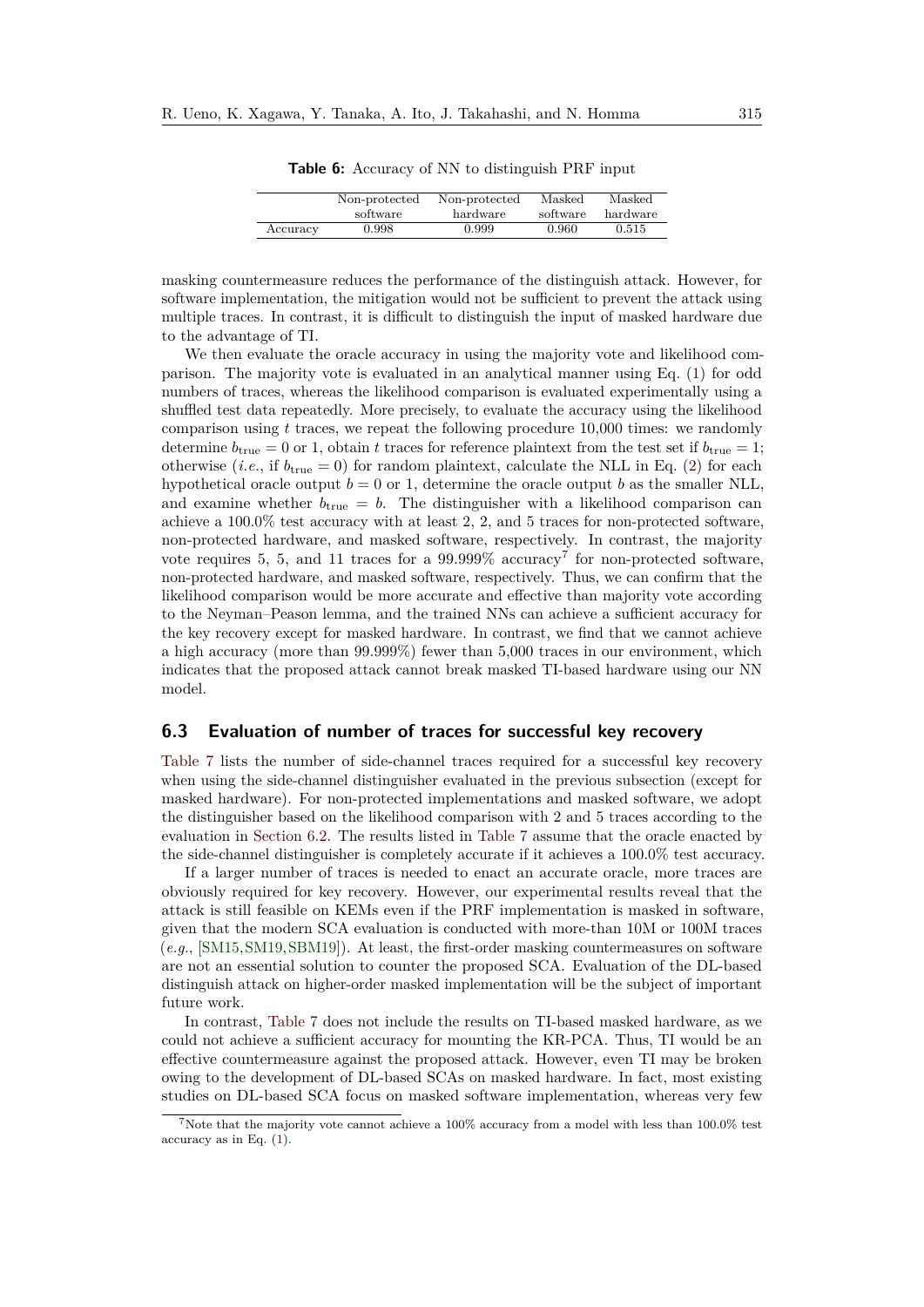**Table 6:** Accuracy of NN to distinguish PRF input

| | Non-protected software | Non-protected hardware | Masked software | Masked hardware |
|---|---|---|---|---|
| Accuracy | 0.998 | 0.999 | 0.960 | 0.515 |

masking countermeasure reduces the performance of the distinguish attack. However, for software implementation, the mitigation would not be sufficient to prevent the attack using multiple traces. In contrast, it is difficult to distinguish the input of masked hardware due to the advantage of TI.

We then evaluate the oracle accuracy in using the majority vote and likelihood comparison. The majority vote is evaluated in an analytical manner using Eq. (1) for odd numbers of traces, whereas the likelihood comparison is evaluated experimentally using a shuffled test data repeatedly. More precisely, to evaluate the accuracy using the likelihood comparison using $t$ traces, we repeat the following procedure 10,000 times: we randomly determine $b_{\text{true}} = 0$ or 1, obtain $t$ traces for reference plaintext from the test set if $b_{\text{true}} = 1$; otherwise (*i.e.*, if $b_{\text{true}} = 0$) for random plaintext, calculate the NLL in Eq. (2) for each hypothetical oracle output $b = 0$ or 1, determine the oracle output $b$ as the smaller NLL, and examine whether $b_{\text{true}} = b$. The distinguisher with a likelihood comparison can achieve a 100.0% test accuracy with at least 2, 2, and 5 traces for non-protected software, non-protected hardware, and masked software, respectively. In contrast, the majority vote requires 5, 5, and 11 traces for a 99.999% accuracy[7] for non-protected software, non-protected hardware, and masked software, respectively. Thus, we can confirm that the likelihood comparison would be more accurate and effective than majority vote according to the Neyman–Peason lemma, and the trained NNs can achieve a sufficient accuracy for the key recovery except for masked hardware. In contrast, we find that we cannot achieve a high accuracy (more than 99.999%) fewer than 5,000 traces in our environment, which indicates that the proposed attack cannot break masked TI-based hardware using our NN model.

### 6.3 Evaluation of number of traces for successful key recovery

Table 7 lists the number of side-channel traces required for a successful key recovery when using the side-channel distinguisher evaluated in the previous subsection (except for masked hardware). For non-protected implementations and masked software, we adopt the distinguisher based on the likelihood comparison with 2 and 5 traces according to the evaluation in Section 6.2. The results listed in Table 7 assume that the oracle enacted by the side-channel distinguisher is completely accurate if it achieves a 100.0% test accuracy.

If a larger number of traces is needed to enact an accurate oracle, more traces are obviously required for key recovery. However, our experimental results reveal that the attack is still feasible on KEMs even if the PRF implementation is masked in software, given that the modern SCA evaluation is conducted with more-than 10M or 100M traces (*e.g.*, [SM15,SM19,SBM19]). At least, the first-order masking countermeasures on software are not an essential solution to counter the proposed SCA. Evaluation of the DL-based distinguish attack on higher-order masked implementation will be the subject of important future work.

In contrast, Table 7 does not include the results on TI-based masked hardware, as we could not achieve a sufficient accuracy for mounting the KR-PCA. Thus, TI would be an effective countermeasure against the proposed attack. However, even TI may be broken owing to the development of DL-based SCAs on masked hardware. In fact, most existing studies on DL-based SCA focus on masked software implementation, whereas very few

[7] Note that the majority vote cannot achieve a 100% accuracy from a model with less than 100.0% test accuracy as in Eq. (1).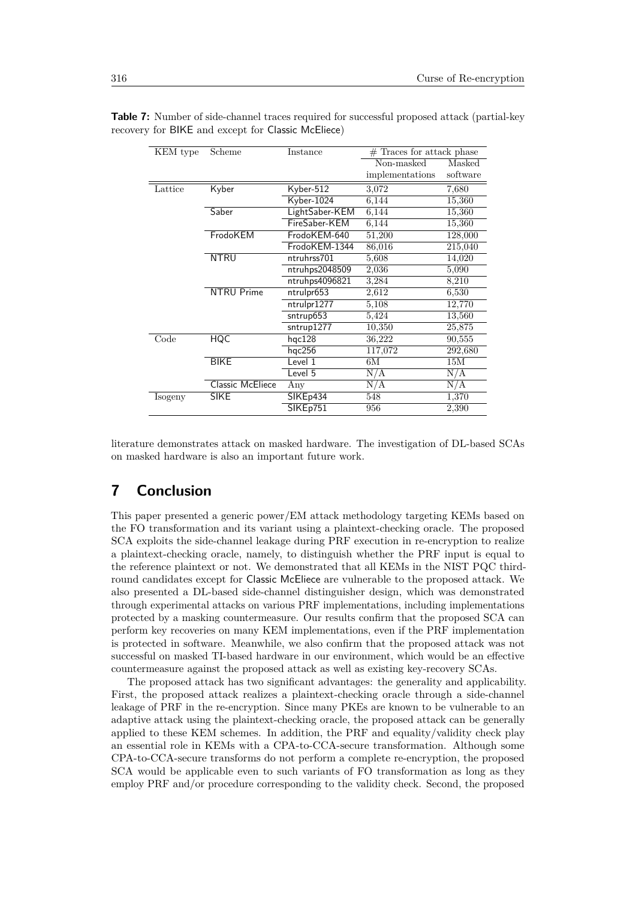**Table 7:** Number of side-channel traces required for successful proposed attack (partial-key recovery for BIKE and except for Classic McEliece)

| KEM type | Scheme | Instance | # Traces for attack phase | |
|---|---|---|---|---|
| | | | Non-masked implementations | Masked software |
| Lattice | Kyber | Kyber-512 | 3,072 | 7,680 |
| | | Kyber-1024 | 6,144 | 15,360 |
| | Saber | LightSaber-KEM | 6,144 | 15,360 |
| | | FireSaber-KEM | 6,144 | 15,360 |
| | FrodoKEM | FrodoKEM-640 | 51,200 | 128,000 |
| | | FrodoKEM-1344 | 86,016 | 215,040 |
| | NTRU | ntruhrss701 | 5,608 | 14,020 |
| | | ntruhps2048509 | 2,036 | 5,090 |
| | | ntruhps4096821 | 3,284 | 8,210 |
| | NTRU Prime | ntrulpr653 | 2,612 | 6,530 |
| | | ntrulpr1277 | 5,108 | 12,770 |
| | | sntrup653 | 5,424 | 13,560 |
| | | sntrup1277 | 10,350 | 25,875 |
| Code | HQC | hqc128 | 36,222 | 90,555 |
| | | hqc256 | 117,072 | 292,680 |
| | BIKE | Level 1 | 6M | 15M |
| | | Level 5 | N/A | N/A |
| | Classic McEliece | Any | N/A | N/A |
| Isogeny | SIKE | SIKEp434 | 548 | 1,370 |
| | | SIKEp751 | 956 | 2,390 |

literature demonstrates attack on masked hardware. The investigation of DL-based SCAs on masked hardware is also an important future work.

# 7 Conclusion

This paper presented a generic power/EM attack methodology targeting KEMs based on the FO transformation and its variant using a plaintext-checking oracle. The proposed SCA exploits the side-channel leakage during PRF execution in re-encryption to realize a plaintext-checking oracle, namely, to distinguish whether the PRF input is equal to the reference plaintext or not. We demonstrated that all KEMs in the NIST PQC third-round candidates except for Classic McEliece are vulnerable to the proposed attack. We also presented a DL-based side-channel distinguisher design, which was demonstrated through experimental attacks on various PRF implementations, including implementations protected by a masking countermeasure. Our results confirm that the proposed SCA can perform key recoveries on many KEM implementations, even if the PRF implementation is protected in software. Meanwhile, we also confirm that the proposed attack was not successful on masked TI-based hardware in our environment, which would be an effective countermeasure against the proposed attack as well as existing key-recovery SCAs.

The proposed attack has two significant advantages: the generality and applicability. First, the proposed attack realizes a plaintext-checking oracle through a side-channel leakage of PRF in the re-encryption. Since many PKEs are known to be vulnerable to an adaptive attack using the plaintext-checking oracle, the proposed attack can be generally applied to these KEM schemes. In addition, the PRF and equality/validity check play an essential role in KEMs with a CPA-to-CCA-secure transformation. Although some CPA-to-CCA-secure transforms do not perform a complete re-encryption, the proposed SCA would be applicable even to such variants of FO transformation as long as they employ PRF and/or procedure corresponding to the validity check. Second, the proposed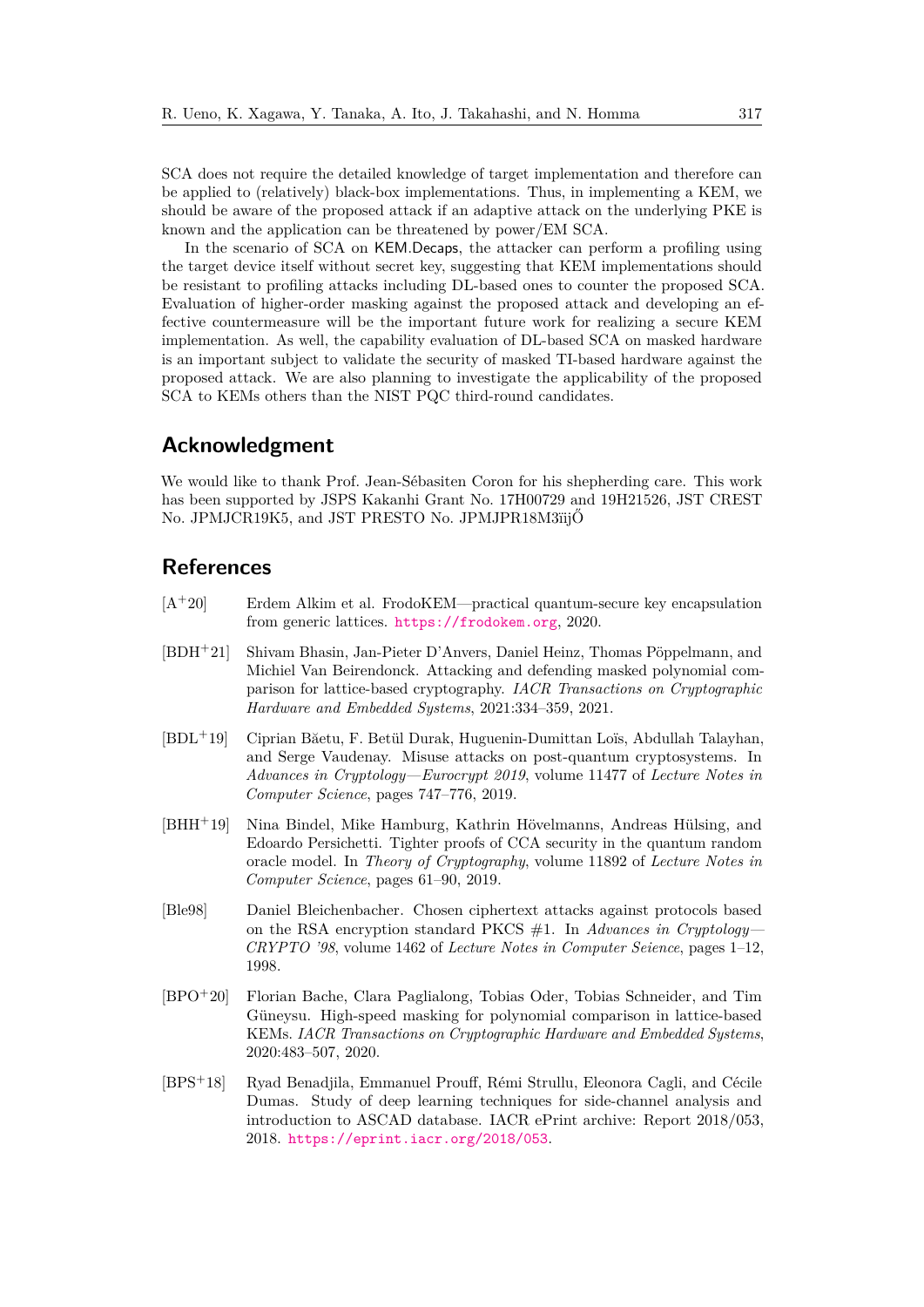SCA does not require the detailed knowledge of target implementation and therefore can be applied to (relatively) black-box implementations. Thus, in implementing a KEM, we should be aware of the proposed attack if an adaptive attack on the underlying PKE is known and the application can be threatened by power/EM SCA.

In the scenario of SCA on KEM.Decaps, the attacker can perform a profiling using the target device itself without secret key, suggesting that KEM implementations should be resistant to profiling attacks including DL-based ones to counter the proposed SCA. Evaluation of higher-order masking against the proposed attack and developing an effective countermeasure will be the important future work for realizing a secure KEM implementation. As well, the capability evaluation of DL-based SCA on masked hardware is an important subject to validate the security of masked TI-based hardware against the proposed attack. We are also planning to investigate the applicability of the proposed SCA to KEMs others than the NIST PQC third-round candidates.

## Acknowledgment

We would like to thank Prof. Jean-Sébasiten Coron for his shepherding care. This work has been supported by JSPS Kakanhi Grant No. 17H00729 and 19H21526, JST CREST No. JPMJCR19K5, and JST PRESTO No. JPMJPR18M3ïijŐ

## References

[A+20] Erdem Alkim et al. FrodoKEM—practical quantum-secure key encapsulation from generic lattices. https://frodokem.org, 2020.

[BDH+21] Shivam Bhasin, Jan-Pieter D'Anvers, Daniel Heinz, Thomas Pöppelmann, and Michiel Van Beirendonck. Attacking and defending masked polynomial comparison for lattice-based cryptography. *IACR Transactions on Cryptographic Hardware and Embedded Systems*, 2021:334–359, 2021.

[BDL+19] Ciprian Băetu, F. Betül Durak, Huguenin-Dumittan Loïs, Abdullah Talayhan, and Serge Vaudenay. Misuse attacks on post-quantum cryptosystems. In *Advances in Cryptology—Eurocrypt 2019*, volume 11477 of *Lecture Notes in Computer Science*, pages 747–776, 2019.

[BHH+19] Nina Bindel, Mike Hamburg, Kathrin Hövelmanns, Andreas Hülsing, and Edoardo Persichetti. Tighter proofs of CCA security in the quantum random oracle model. In *Theory of Cryptography*, volume 11892 of *Lecture Notes in Computer Science*, pages 61–90, 2019.

[Ble98] Daniel Bleichenbacher. Chosen ciphertext attacks against protocols based on the RSA encryption standard PKCS #1. In *Advances in Cryptology—CRYPTO '98*, volume 1462 of *Lecture Notes in Computer Seience*, pages 1–12, 1998.

[BPO+20] Florian Bache, Clara Paglialong, Tobias Oder, Tobias Schneider, and Tim Güneysu. High-speed masking for polynomial comparison in lattice-based KEMs. *IACR Transactions on Cryptographic Hardware and Embedded Systems*, 2020:483–507, 2020.

[BPS+18] Ryad Benadjila, Emmanuel Prouff, Rémi Strullu, Eleonora Cagli, and Cécile Dumas. Study of deep learning techniques for side-channel analysis and introduction to ASCAD database. IACR ePrint archive: Report 2018/053, 2018. https://eprint.iacr.org/2018/053.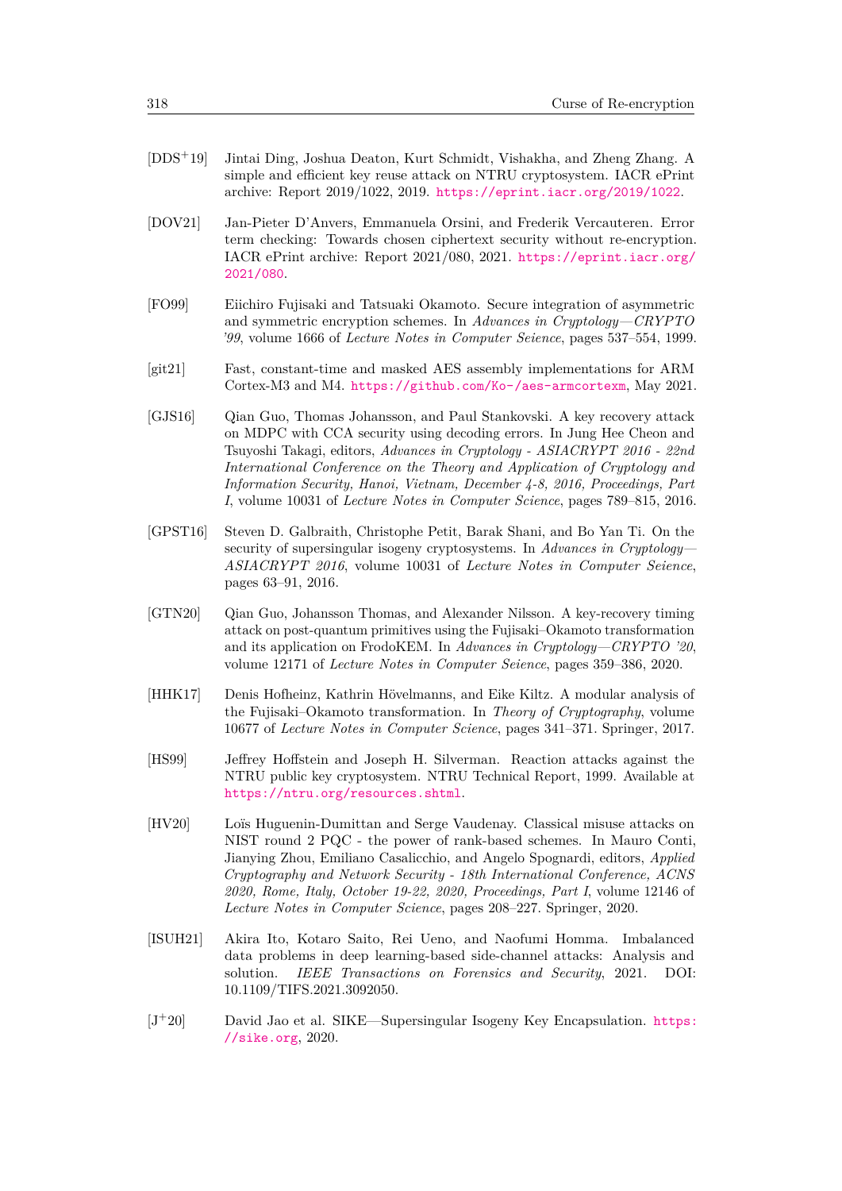[DDS+19] Jintai Ding, Joshua Deaton, Kurt Schmidt, Vishakha, and Zheng Zhang. A simple and efficient key reuse attack on NTRU cryptosystem. IACR ePrint archive: Report 2019/1022, 2019. https://eprint.iacr.org/2019/1022.

[DOV21] Jan-Pieter D'Anvers, Emmanuela Orsini, and Frederik Vercauteren. Error term checking: Towards chosen ciphertext security without re-encryption. IACR ePrint archive: Report 2021/080, 2021. https://eprint.iacr.org/2021/080.

[FO99] Eiichiro Fujisaki and Tatsuaki Okamoto. Secure integration of asymmetric and symmetric encryption schemes. In *Advances in Cryptology—CRYPTO '99*, volume 1666 of *Lecture Notes in Computer Seience*, pages 537–554, 1999.

[git21] Fast, constant-time and masked AES assembly implementations for ARM Cortex-M3 and M4. https://github.com/Ko-/aes-armcortexm, May 2021.

[GJS16] Qian Guo, Thomas Johansson, and Paul Stankovski. A key recovery attack on MDPC with CCA security using decoding errors. In Jung Hee Cheon and Tsuyoshi Takagi, editors, *Advances in Cryptology - ASIACRYPT 2016 - 22nd International Conference on the Theory and Application of Cryptology and Information Security, Hanoi, Vietnam, December 4-8, 2016, Proceedings, Part I*, volume 10031 of *Lecture Notes in Computer Science*, pages 789–815, 2016.

[GPST16] Steven D. Galbraith, Christophe Petit, Barak Shani, and Bo Yan Ti. On the security of supersingular isogeny cryptosystems. In *Advances in Cryptology—ASIACRYPT 2016*, volume 10031 of *Lecture Notes in Computer Seience*, pages 63–91, 2016.

[GTN20] Qian Guo, Johansson Thomas, and Alexander Nilsson. A key-recovery timing attack on post-quantum primitives using the Fujisaki–Okamoto transformation and its application on FrodoKEM. In *Advances in Cryptology—CRYPTO '20*, volume 12171 of *Lecture Notes in Computer Seience*, pages 359–386, 2020.

[HHK17] Denis Hofheinz, Kathrin Hövelmanns, and Eike Kiltz. A modular analysis of the Fujisaki–Okamoto transformation. In *Theory of Cryptography*, volume 10677 of *Lecture Notes in Computer Science*, pages 341–371. Springer, 2017.

[HS99] Jeffrey Hoffstein and Joseph H. Silverman. Reaction attacks against the NTRU public key cryptosystem. NTRU Technical Report, 1999. Available at https://ntru.org/resources.shtml.

[HV20] Loïs Huguenin-Dumittan and Serge Vaudenay. Classical misuse attacks on NIST round 2 PQC - the power of rank-based schemes. In Mauro Conti, Jianying Zhou, Emiliano Casalicchio, and Angelo Spognardi, editors, *Applied Cryptography and Network Security - 18th International Conference, ACNS 2020, Rome, Italy, October 19-22, 2020, Proceedings, Part I*, volume 12146 of *Lecture Notes in Computer Science*, pages 208–227. Springer, 2020.

[ISUH21] Akira Ito, Kotaro Saito, Rei Ueno, and Naofumi Homma. Imbalanced data problems in deep learning-based side-channel attacks: Analysis and solution. *IEEE Transactions on Forensics and Security*, 2021. DOI: 10.1109/TIFS.2021.3092050.

[J+20] David Jao et al. SIKE—Supersingular Isogeny Key Encapsulation. https://sike.org, 2020.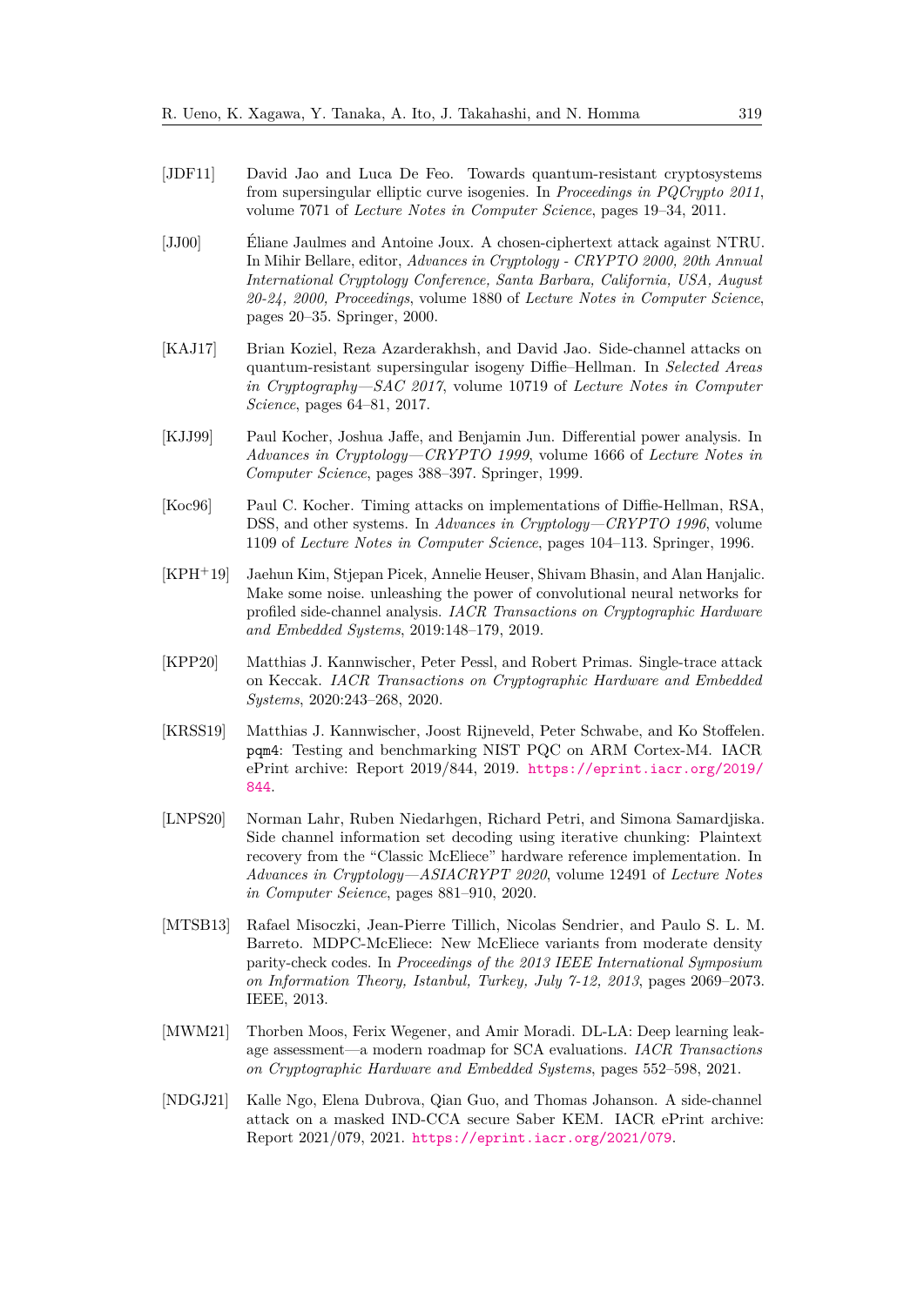[JDF11] David Jao and Luca De Feo. Towards quantum-resistant cryptosystems from supersingular elliptic curve isogenies. In *Proceedings in PQCrypto 2011*, volume 7071 of *Lecture Notes in Computer Science*, pages 19–34, 2011.

[JJ00] Éliane Jaulmes and Antoine Joux. A chosen-ciphertext attack against NTRU. In Mihir Bellare, editor, *Advances in Cryptology - CRYPTO 2000, 20th Annual International Cryptology Conference, Santa Barbara, California, USA, August 20-24, 2000, Proceedings*, volume 1880 of *Lecture Notes in Computer Science*, pages 20–35. Springer, 2000.

[KAJ17] Brian Koziel, Reza Azarderakhsh, and David Jao. Side-channel attacks on quantum-resistant supersingular isogeny Diffie–Hellman. In *Selected Areas in Cryptography—SAC 2017*, volume 10719 of *Lecture Notes in Computer Science*, pages 64–81, 2017.

[KJJ99] Paul Kocher, Joshua Jaffe, and Benjamin Jun. Differential power analysis. In *Advances in Cryptology—CRYPTO 1999*, volume 1666 of *Lecture Notes in Computer Science*, pages 388–397. Springer, 1999.

[Koc96] Paul C. Kocher. Timing attacks on implementations of Diffie-Hellman, RSA, DSS, and other systems. In *Advances in Cryptology—CRYPTO 1996*, volume 1109 of *Lecture Notes in Computer Science*, pages 104–113. Springer, 1996.

[KPH+19] Jaehun Kim, Stjepan Picek, Annelie Heuser, Shivam Bhasin, and Alan Hanjalic. Make some noise. unleashing the power of convolutional neural networks for profiled side-channel analysis. *IACR Transactions on Cryptographic Hardware and Embedded Systems*, 2019:148–179, 2019.

[KPP20] Matthias J. Kannwischer, Peter Pessl, and Robert Primas. Single-trace attack on Keccak. *IACR Transactions on Cryptographic Hardware and Embedded Systems*, 2020:243–268, 2020.

[KRSS19] Matthias J. Kannwischer, Joost Rijneveld, Peter Schwabe, and Ko Stoffelen. `pqm4`: Testing and benchmarking NIST PQC on ARM Cortex-M4. IACR ePrint archive: Report 2019/844, 2019. https://eprint.iacr.org/2019/844.

[LNPS20] Norman Lahr, Ruben Niedarhgen, Richard Petri, and Simona Samardjiska. Side channel information set decoding using iterative chunking: Plaintext recovery from the "Classic McEliece" hardware reference implementation. In *Advances in Cryptology—ASIACRYPT 2020*, volume 12491 of *Lecture Notes in Computer Science*, pages 881–910, 2020.

[MTSB13] Rafael Misoczki, Jean-Pierre Tillich, Nicolas Sendrier, and Paulo S. L. M. Barreto. MDPC-McEliece: New McEliece variants from moderate density parity-check codes. In *Proceedings of the 2013 IEEE International Symposium on Information Theory, Istanbul, Turkey, July 7-12, 2013*, pages 2069–2073. IEEE, 2013.

[MWM21] Thorben Moos, Ferix Wegener, and Amir Moradi. DL-LA: Deep learning leakage assessment—a modern roadmap for SCA evaluations. *IACR Transactions on Cryptographic Hardware and Embedded Systems*, pages 552–598, 2021.

[NDGJ21] Kalle Ngo, Elena Dubrova, Qian Guo, and Thomas Johanson. A side-channel attack on a masked IND-CCA secure Saber KEM. IACR ePrint archive: Report 2021/079, 2021. https://eprint.iacr.org/2021/079.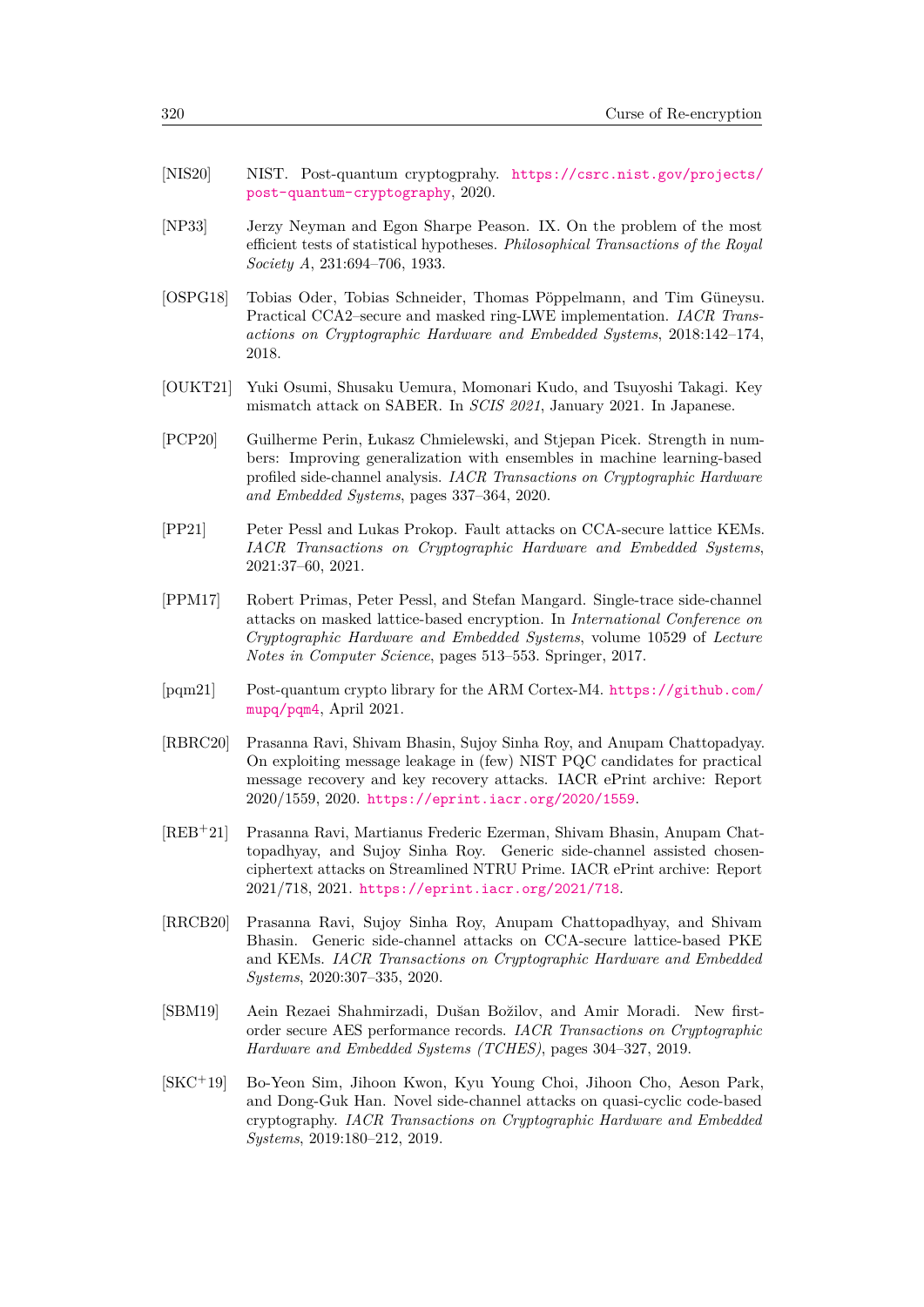[NIS20] NIST. Post-quantum cryptogprahy. https://csrc.nist.gov/projects/post-quantum-cryptography, 2020.

[NP33] Jerzy Neyman and Egon Sharpe Peason. IX. On the problem of the most efficient tests of statistical hypotheses. *Philosophical Transactions of the Royal Society A*, 231:694–706, 1933.

[OSPG18] Tobias Oder, Tobias Schneider, Thomas Pöppelmann, and Tim Güneysu. Practical CCA2–secure and masked ring-LWE implementation. *IACR Transactions on Cryptographic Hardware and Embedded Systems*, 2018:142–174, 2018.

[OUKT21] Yuki Osumi, Shusaku Uemura, Momonari Kudo, and Tsuyoshi Takagi. Key mismatch attack on SABER. In *SCIS 2021*, January 2021. In Japanese.

[PCP20] Guilherme Perin, Łukasz Chmielewski, and Stjepan Picek. Strength in numbers: Improving generalization with ensembles in machine learning-based profiled side-channel analysis. *IACR Transactions on Cryptographic Hardware and Embedded Systems*, pages 337–364, 2020.

[PP21] Peter Pessl and Lukas Prokop. Fault attacks on CCA-secure lattice KEMs. *IACR Transactions on Cryptographic Hardware and Embedded Systems*, 2021:37–60, 2021.

[PPM17] Robert Primas, Peter Pessl, and Stefan Mangard. Single-trace side-channel attacks on masked lattice-based encryption. In *International Conference on Cryptographic Hardware and Embedded Systems*, volume 10529 of *Lecture Notes in Computer Science*, pages 513–553. Springer, 2017.

[pqm21] Post-quantum crypto library for the ARM Cortex-M4. https://github.com/mupq/pqm4, April 2021.

[RBRC20] Prasanna Ravi, Shivam Bhasin, Sujoy Sinha Roy, and Anupam Chattopadyay. On exploiting message leakage in (few) NIST PQC candidates for practical message recovery and key recovery attacks. IACR ePrint archive: Report 2020/1559, 2020. https://eprint.iacr.org/2020/1559.

[REB+21] Prasanna Ravi, Martianus Frederic Ezerman, Shivam Bhasin, Anupam Chattopadhyay, and Sujoy Sinha Roy. Generic side-channel assisted chosen-ciphertext attacks on Streamlined NTRU Prime. IACR ePrint archive: Report 2021/718, 2021. https://eprint.iacr.org/2021/718.

[RRCB20] Prasanna Ravi, Sujoy Sinha Roy, Anupam Chattopadhyay, and Shivam Bhasin. Generic side-channel attacks on CCA-secure lattice-based PKE and KEMs. *IACR Transactions on Cryptographic Hardware and Embedded Systems*, 2020:307–335, 2020.

[SBM19] Aein Rezaei Shahmirzadi, Dušan Božilov, and Amir Moradi. New first-order secure AES performance records. *IACR Transactions on Cryptographic Hardware and Embedded Systems (TCHES)*, pages 304–327, 2019.

[SKC+19] Bo-Yeon Sim, Jihoon Kwon, Kyu Young Choi, Jihoon Cho, Aeson Park, and Dong-Guk Han. Novel side-channel attacks on quasi-cyclic code-based cryptography. *IACR Transactions on Cryptographic Hardware and Embedded Systems*, 2019:180–212, 2019.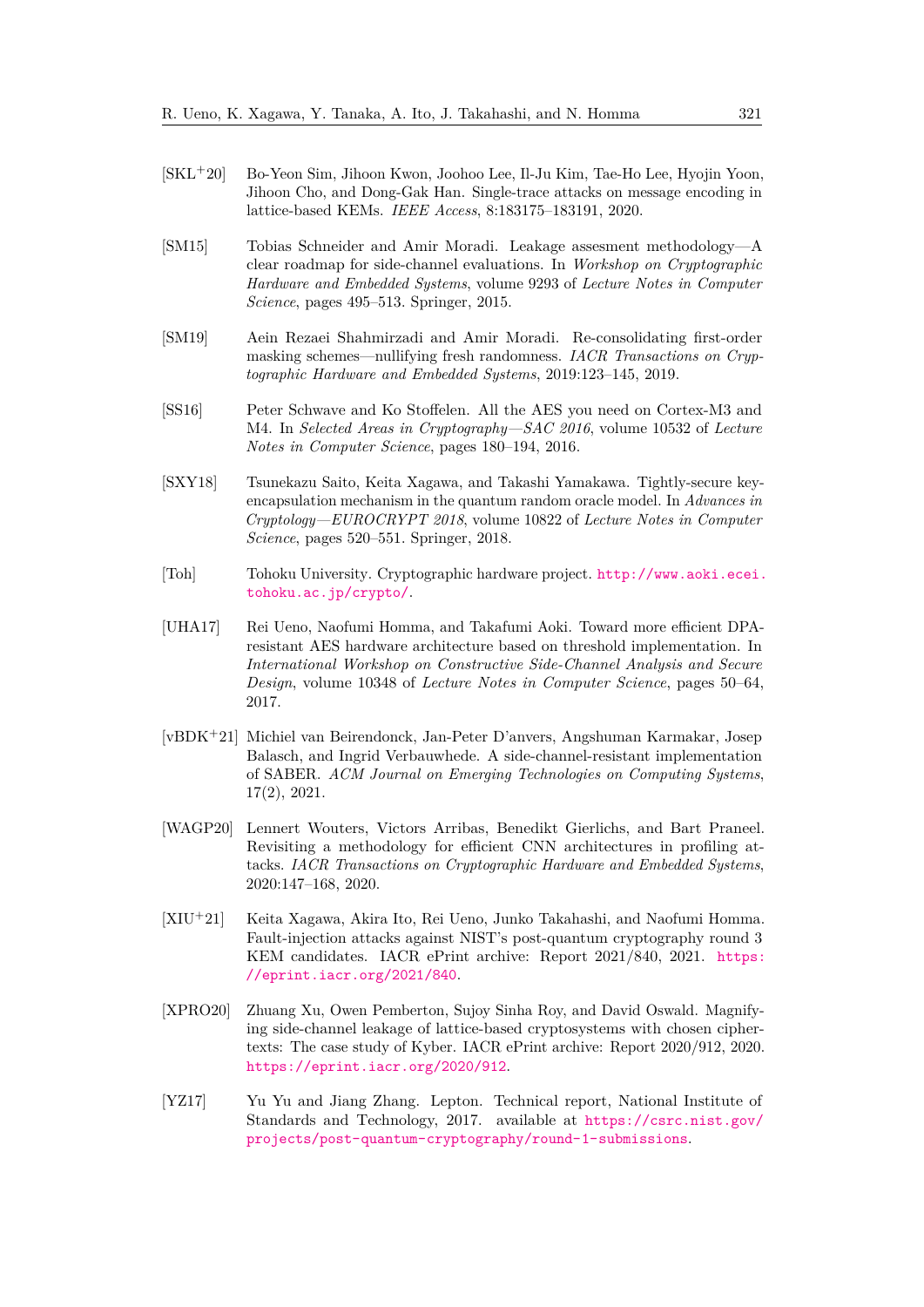[SKL+20] Bo-Yeon Sim, Jihoon Kwon, Joohoo Lee, Il-Ju Kim, Tae-Ho Lee, Hyojin Yoon, Jihoon Cho, and Dong-Gak Han. Single-trace attacks on message encoding in lattice-based KEMs. *IEEE Access*, 8:183175–183191, 2020.

[SM15] Tobias Schneider and Amir Moradi. Leakage assesment methodology—A clear roadmap for side-channel evaluations. In *Workshop on Cryptographic Hardware and Embedded Systems*, volume 9293 of *Lecture Notes in Computer Science*, pages 495–513. Springer, 2015.

[SM19] Aein Rezaei Shahmirzadi and Amir Moradi. Re-consolidating first-order masking schemes—nullifying fresh randomness. *IACR Transactions on Cryptographic Hardware and Embedded Systems*, 2019:123–145, 2019.

[SS16] Peter Schwave and Ko Stoffelen. All the AES you need on Cortex-M3 and M4. In *Selected Areas in Cryptography—SAC 2016*, volume 10532 of *Lecture Notes in Computer Science*, pages 180–194, 2016.

[SXY18] Tsunekazu Saito, Keita Xagawa, and Takashi Yamakawa. Tightly-secure key-encapsulation mechanism in the quantum random oracle model. In *Advances in Cryptology—EUROCRYPT 2018*, volume 10822 of *Lecture Notes in Computer Science*, pages 520–551. Springer, 2018.

[Toh] Tohoku University. Cryptographic hardware project. http://www.aoki.ecei.tohoku.ac.jp/crypto/.

[UHA17] Rei Ueno, Naofumi Homma, and Takafumi Aoki. Toward more efficient DPA-resistant AES hardware architecture based on threshold implementation. In *International Workshop on Constructive Side-Channel Analysis and Secure Design*, volume 10348 of *Lecture Notes in Computer Science*, pages 50–64, 2017.

[vBDK+21] Michiel van Beirendonck, Jan-Peter D'anvers, Angshuman Karmakar, Josep Balasch, and Ingrid Verbauwhede. A side-channel-resistant implementation of SABER. *ACM Journal on Emerging Technologies on Computing Systems*, 17(2), 2021.

[WAGP20] Lennert Wouters, Victors Arribas, Benedikt Gierlichs, and Bart Praneel. Revisiting a methodology for efficient CNN architectures in profiling attacks. *IACR Transactions on Cryptographic Hardware and Embedded Systems*, 2020:147–168, 2020.

[XIU+21] Keita Xagawa, Akira Ito, Rei Ueno, Junko Takahashi, and Naofumi Homma. Fault-injection attacks against NIST's post-quantum cryptography round 3 KEM candidates. IACR ePrint archive: Report 2021/840, 2021. https://eprint.iacr.org/2021/840.

[XPRO20] Zhuang Xu, Owen Pemberton, Sujoy Sinha Roy, and David Oswald. Magnifying side-channel leakage of lattice-based cryptosystems with chosen ciphertexts: The case study of Kyber. IACR ePrint archive: Report 2020/912, 2020. https://eprint.iacr.org/2020/912.

[YZ17] Yu Yu and Jiang Zhang. Lepton. Technical report, National Institute of Standards and Technology, 2017. available at https://csrc.nist.gov/projects/post-quantum-cryptography/round-1-submissions.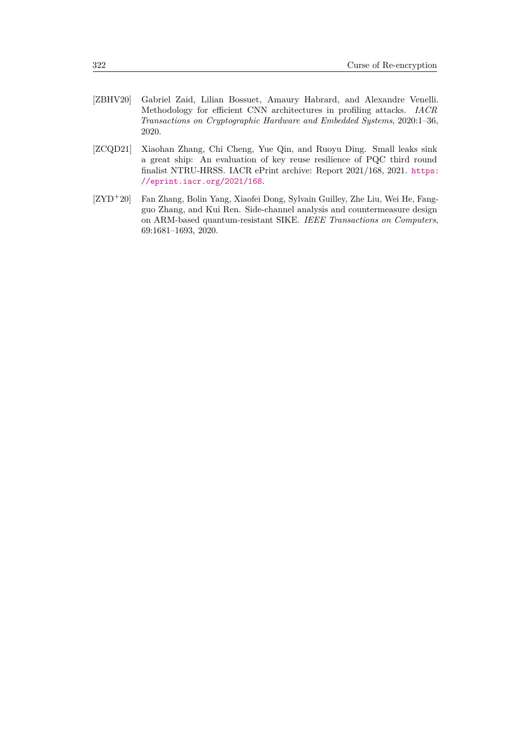[ZBHV20] Gabriel Zaid, Lilian Bossuet, Amaury Habrard, and Alexandre Venelli. Methodology for efficient CNN architectures in profiling attacks. *IACR Transactions on Cryptographic Hardware and Embedded Systems*, 2020:1–36, 2020.

[ZCQD21] Xiaohan Zhang, Chi Cheng, Yue Qin, and Ruoyu Ding. Small leaks sink a great ship: An evaluation of key reuse resilience of PQC third round finalist NTRU-HRSS. IACR ePrint archive: Report 2021/168, 2021. https://eprint.iacr.org/2021/168.

[ZYD+20] Fan Zhang, Bolin Yang, Xiaofei Dong, Sylvain Guilley, Zhe Liu, Wei He, Fangguo Zhang, and Kui Ren. Side-channel analysis and countermeasure design on ARM-based quantum-resistant SIKE. *IEEE Transactions on Computers*, 69:1681–1693, 2020.